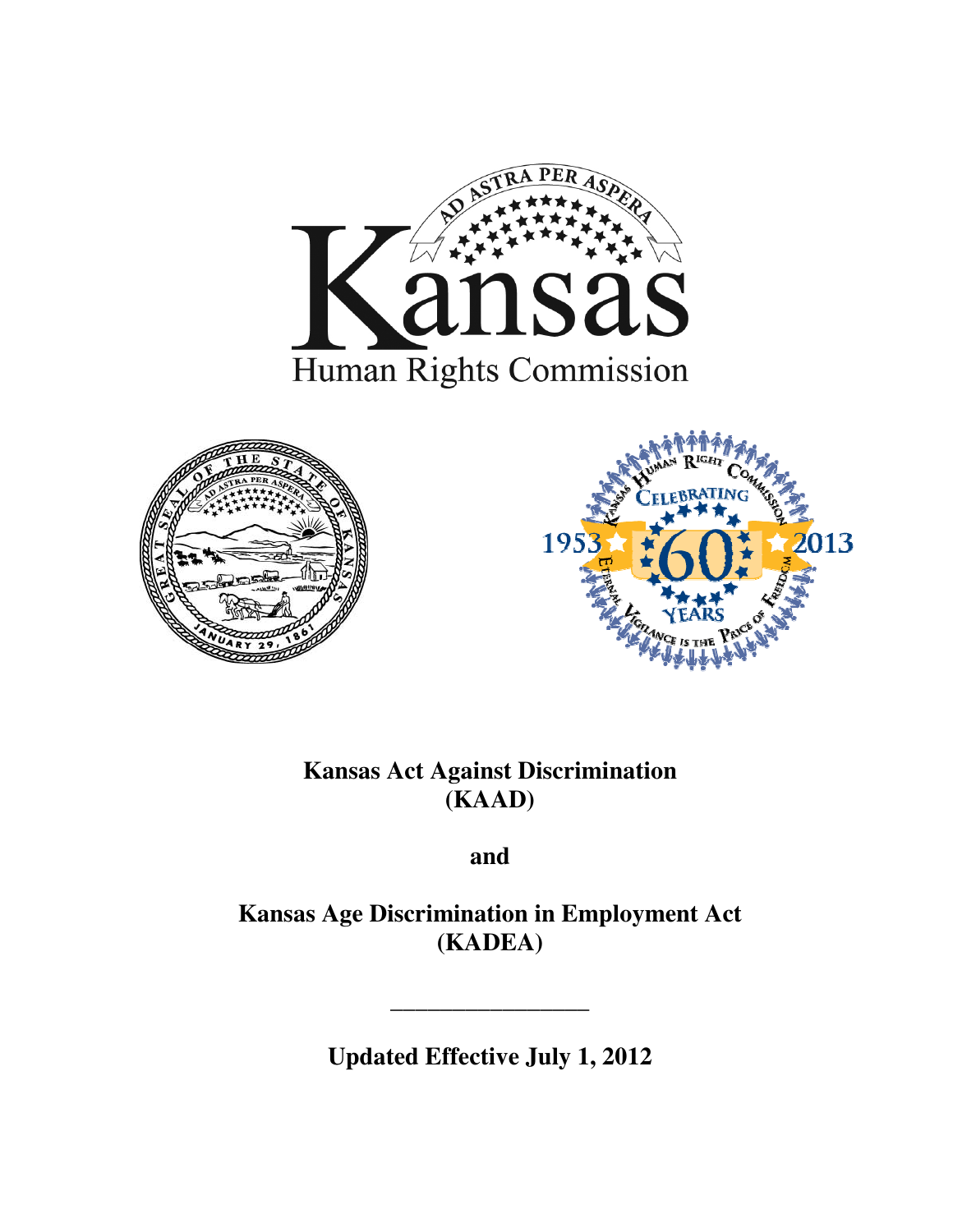# Kansas Human Rights Commission

**Kansas Act Against Discrimination (KAAD)**

**and**

**Kansas Age Discrimination in Employment Act (KADEA)**

---

**Updated Effective July 1, 2012**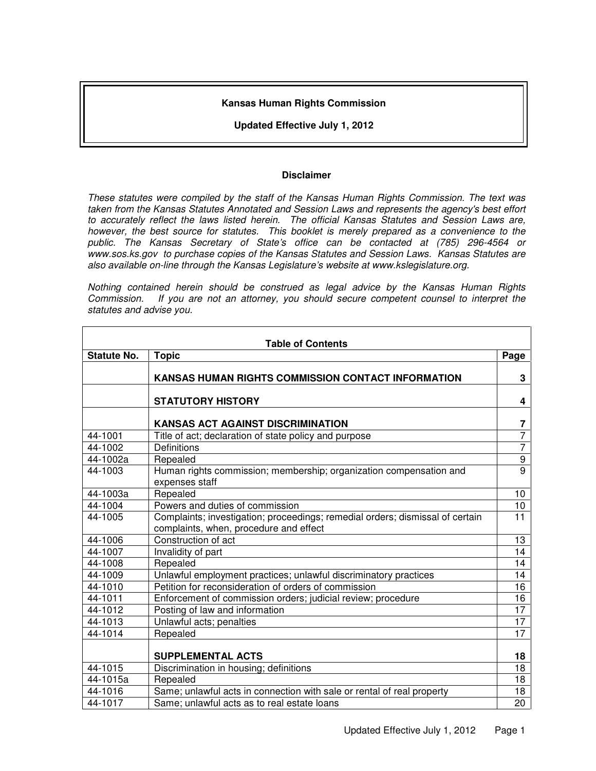**Kansas Human Rights Commission**

**Updated Effective July 1, 2012**

**Disclaimer**

*These statutes were compiled by the staff of the Kansas Human Rights Commission. The text was taken from the Kansas Statutes Annotated and Session Laws and represents the agency's best effort to accurately reflect the laws listed herein. The official Kansas Statutes and Session Laws are, however, the best source for statutes. This booklet is merely prepared as a convenience to the public. The Kansas Secretary of State's office can be contacted at (785) 296-4564 or www.sos.ks.gov to purchase copies of the Kansas Statutes and Session Laws. Kansas Statutes are also available on-line through the Kansas Legislature's website at www.kslegislature.org.*

*Nothing contained herein should be construed as legal advice by the Kansas Human Rights Commission. If you are not an attorney, you should secure competent counsel to interpret the statutes and advise you.*

**Table of Contents**

| Statute No. | Topic | Page |
|---|---|---|
| | **KANSAS HUMAN RIGHTS COMMISSION CONTACT INFORMATION** | **3** |
| | **STATUTORY HISTORY** | **4** |
| | **KANSAS ACT AGAINST DISCRIMINATION** | **7** |
| 44-1001 | Title of act; declaration of state policy and purpose | 7 |
| 44-1002 | Definitions | 7 |
| 44-1002a | Repealed | 9 |
| 44-1003 | Human rights commission; membership; organization compensation and expenses staff | 9 |
| 44-1003a | Repealed | 10 |
| 44-1004 | Powers and duties of commission | 10 |
| 44-1005 | Complaints; investigation; proceedings; remedial orders; dismissal of certain complaints, when, procedure and effect | 11 |
| 44-1006 | Construction of act | 13 |
| 44-1007 | Invalidity of part | 14 |
| 44-1008 | Repealed | 14 |
| 44-1009 | Unlawful employment practices; unlawful discriminatory practices | 14 |
| 44-1010 | Petition for reconsideration of orders of commission | 16 |
| 44-1011 | Enforcement of commission orders; judicial review; procedure | 16 |
| 44-1012 | Posting of law and information | 17 |
| 44-1013 | Unlawful acts; penalties | 17 |
| 44-1014 | Repealed | 17 |
| | **SUPPLEMENTAL ACTS** | **18** |
| 44-1015 | Discrimination in housing; definitions | 18 |
| 44-1015a | Repealed | 18 |
| 44-1016 | Same; unlawful acts in connection with sale or rental of real property | 18 |
| 44-1017 | Same; unlawful acts as to real estate loans | 20 |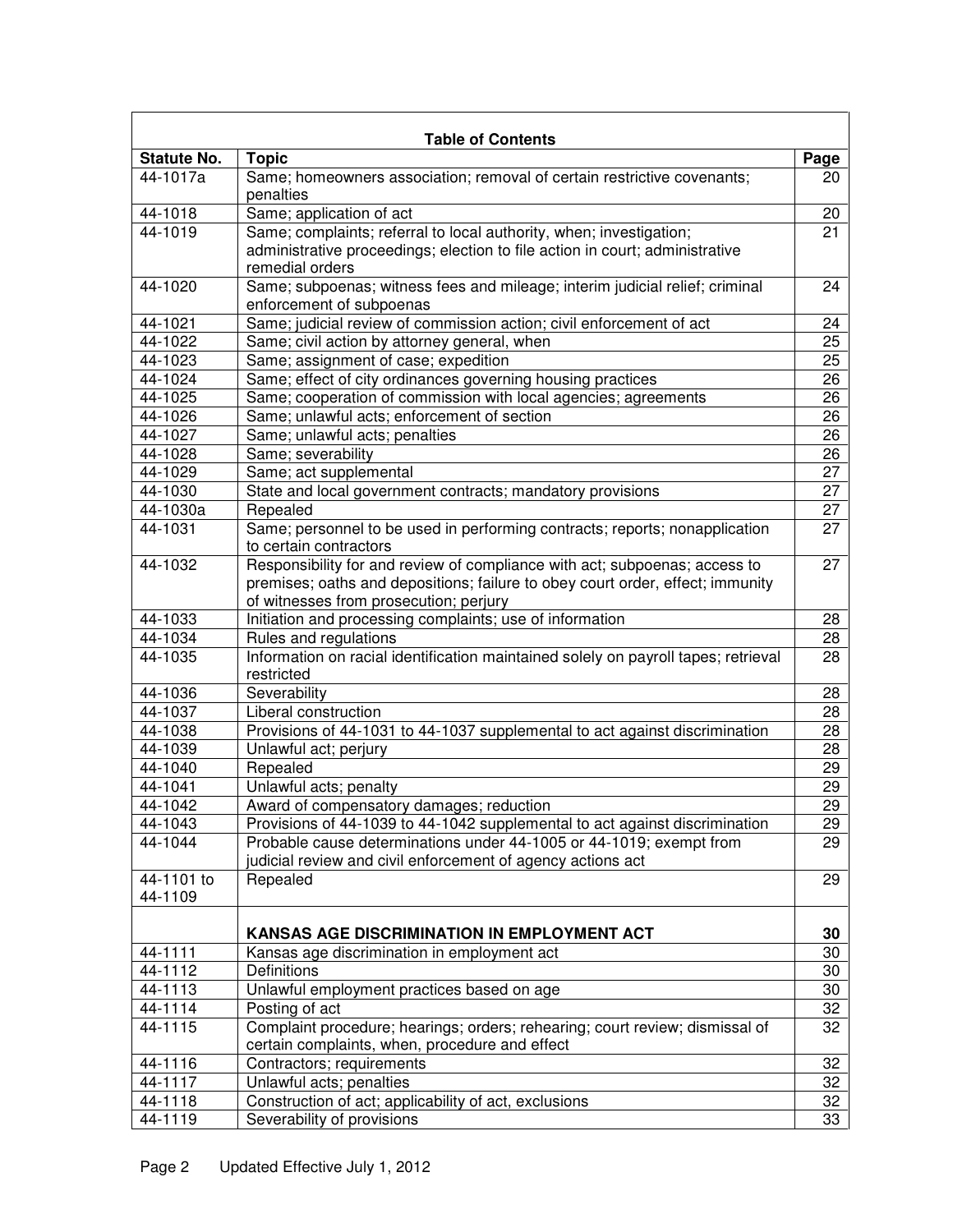| Table of Contents | | |
|---|---|---|
| **Statute No.** | **Topic** | **Page** |
| 44-1017a | Same; homeowners association; removal of certain restrictive covenants; penalties | 20 |
| 44-1018 | Same; application of act | 20 |
| 44-1019 | Same; complaints; referral to local authority, when; investigation; administrative proceedings; election to file action in court; administrative remedial orders | 21 |
| 44-1020 | Same; subpoenas; witness fees and mileage; interim judicial relief; criminal enforcement of subpoenas | 24 |
| 44-1021 | Same; judicial review of commission action; civil enforcement of act | 24 |
| 44-1022 | Same; civil action by attorney general, when | 25 |
| 44-1023 | Same; assignment of case; expedition | 25 |
| 44-1024 | Same; effect of city ordinances governing housing practices | 26 |
| 44-1025 | Same; cooperation of commission with local agencies; agreements | 26 |
| 44-1026 | Same; unlawful acts; enforcement of section | 26 |
| 44-1027 | Same; unlawful acts; penalties | 26 |
| 44-1028 | Same; severability | 26 |
| 44-1029 | Same; act supplemental | 27 |
| 44-1030 | State and local government contracts; mandatory provisions | 27 |
| 44-1030a | Repealed | 27 |
| 44-1031 | Same; personnel to be used in performing contracts; reports; nonapplication to certain contractors | 27 |
| 44-1032 | Responsibility for and review of compliance with act; subpoenas; access to premises; oaths and depositions; failure to obey court order, effect; immunity of witnesses from prosecution; perjury | 27 |
| 44-1033 | Initiation and processing complaints; use of information | 28 |
| 44-1034 | Rules and regulations | 28 |
| 44-1035 | Information on racial identification maintained solely on payroll tapes; retrieval restricted | 28 |
| 44-1036 | Severability | 28 |
| 44-1037 | Liberal construction | 28 |
| 44-1038 | Provisions of 44-1031 to 44-1037 supplemental to act against discrimination | 28 |
| 44-1039 | Unlawful act; perjury | 28 |
| 44-1040 | Repealed | 29 |
| 44-1041 | Unlawful acts; penalty | 29 |
| 44-1042 | Award of compensatory damages; reduction | 29 |
| 44-1043 | Provisions of 44-1039 to 44-1042 supplemental to act against discrimination | 29 |
| 44-1044 | Probable cause determinations under 44-1005 or 44-1019; exempt from judicial review and civil enforcement of agency actions act | 29 |
| 44-1101 to 44-1109 | Repealed | 29 |
| | **KANSAS AGE DISCRIMINATION IN EMPLOYMENT ACT** | **30** |
| 44-1111 | Kansas age discrimination in employment act | 30 |
| 44-1112 | Definitions | 30 |
| 44-1113 | Unlawful employment practices based on age | 30 |
| 44-1114 | Posting of act | 32 |
| 44-1115 | Complaint procedure; hearings; orders; rehearing; court review; dismissal of certain complaints, when, procedure and effect | 32 |
| 44-1116 | Contractors; requirements | 32 |
| 44-1117 | Unlawful acts; penalties | 32 |
| 44-1118 | Construction of act; applicability of act, exclusions | 32 |
| 44-1119 | Severability of provisions | 33 |

Updated Effective July 1, 2012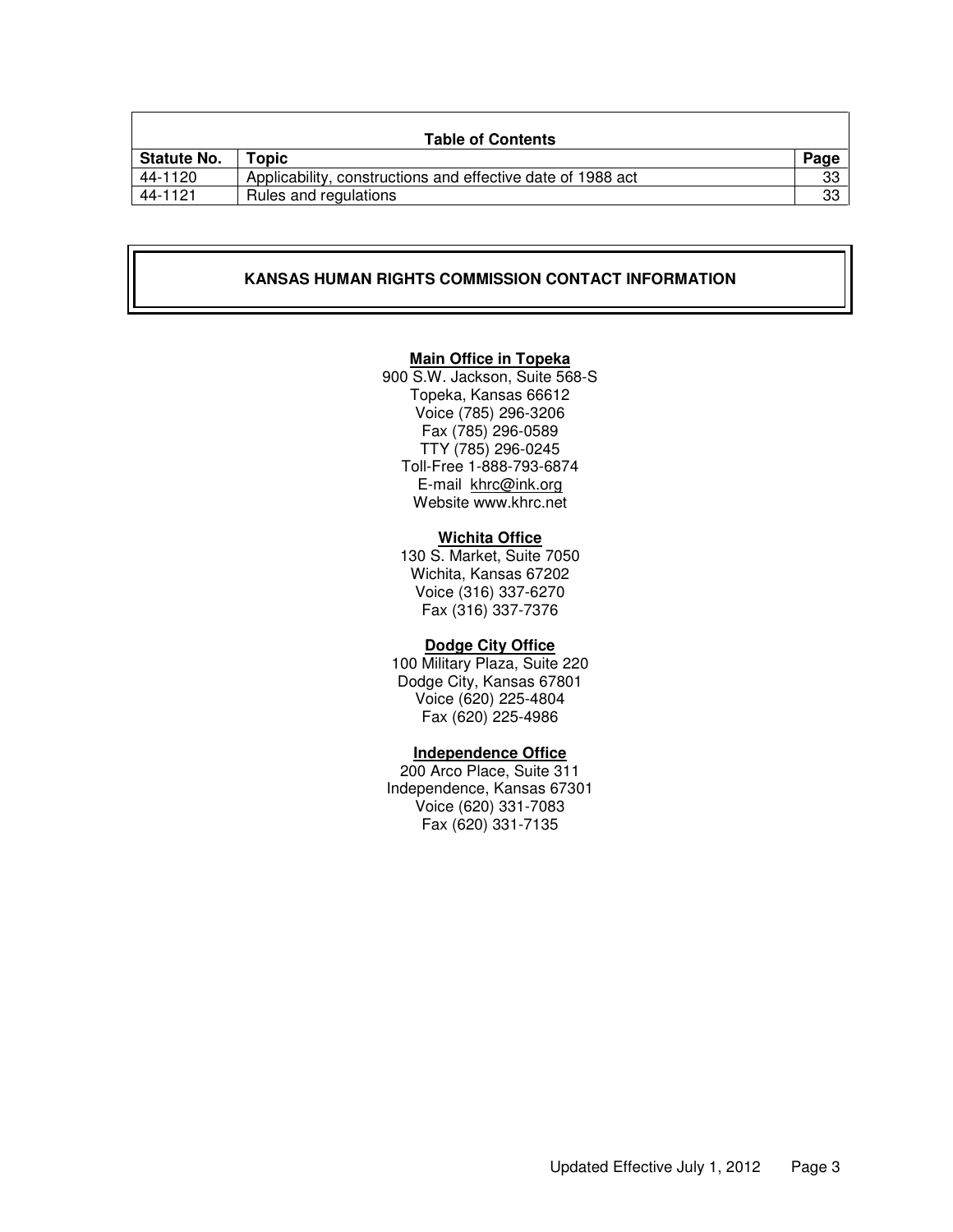| Table of Contents | | |
|---|---|---|
| **Statute No.** | **Topic** | **Page** |
| 44-1120 | Applicability, constructions and effective date of 1988 act | 33 |
| 44-1121 | Rules and regulations | 33 |

## KANSAS HUMAN RIGHTS COMMISSION CONTACT INFORMATION

**Main Office in Topeka**
900 S.W. Jackson, Suite 568-S
Topeka, Kansas 66612
Voice (785) 296-3206
Fax (785) 296-0589
TTY (785) 296-0245
Toll-Free 1-888-793-6874
E-mail khrc@ink.org
Website www.khrc.net

**Wichita Office**
130 S. Market, Suite 7050
Wichita, Kansas 67202
Voice (316) 337-6270
Fax (316) 337-7376

**Dodge City Office**
100 Military Plaza, Suite 220
Dodge City, Kansas 67801
Voice (620) 225-4804
Fax (620) 225-4986

**Independence Office**
200 Arco Place, Suite 311
Independence, Kansas 67301
Voice (620) 331-7083
Fax (620) 331-7135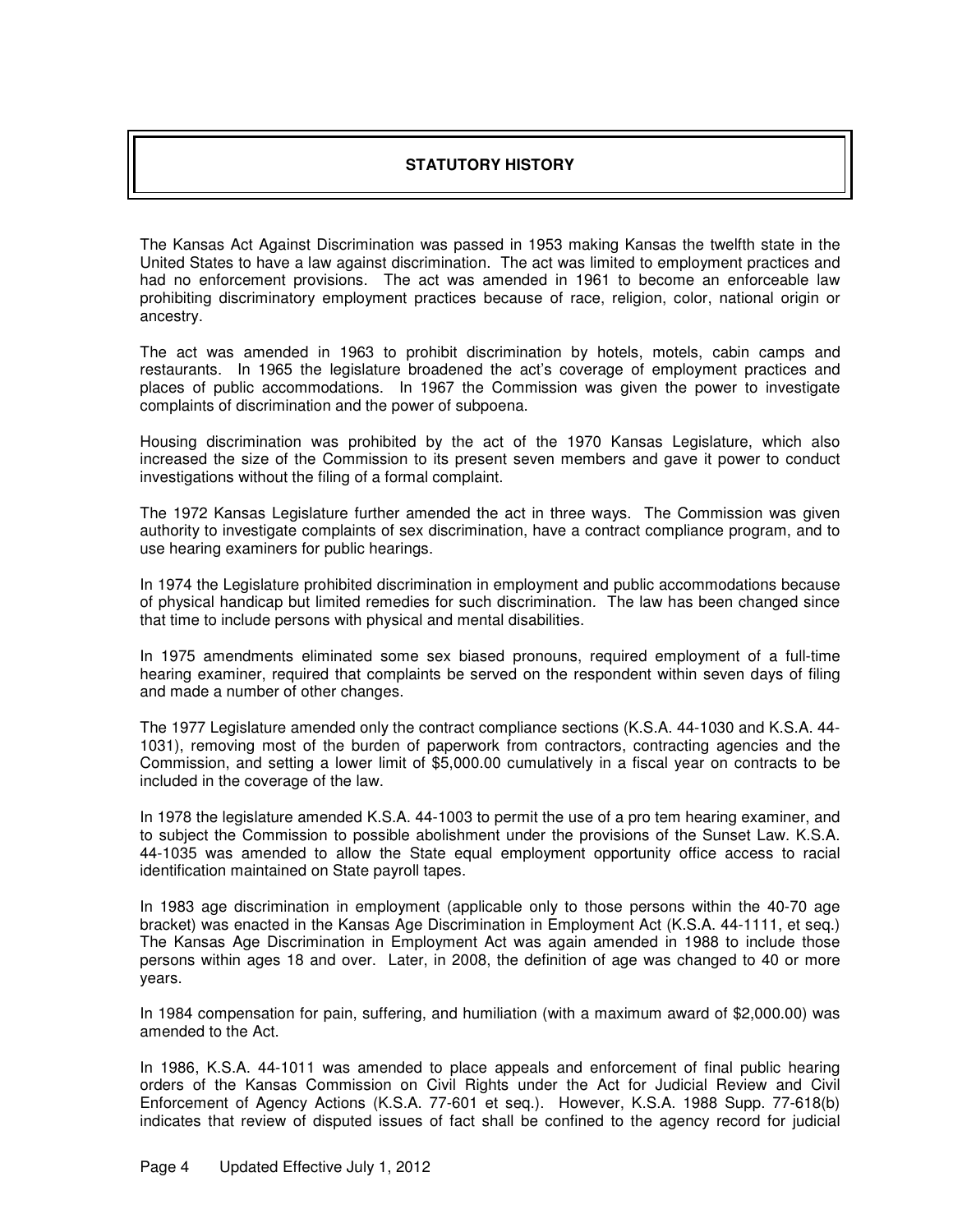## STATUTORY HISTORY

The Kansas Act Against Discrimination was passed in 1953 making Kansas the twelfth state in the United States to have a law against discrimination. The act was limited to employment practices and had no enforcement provisions. The act was amended in 1961 to become an enforceable law prohibiting discriminatory employment practices because of race, religion, color, national origin or ancestry.

The act was amended in 1963 to prohibit discrimination by hotels, motels, cabin camps and restaurants. In 1965 the legislature broadened the act's coverage of employment practices and places of public accommodations. In 1967 the Commission was given the power to investigate complaints of discrimination and the power of subpoena.

Housing discrimination was prohibited by the act of the 1970 Kansas Legislature, which also increased the size of the Commission to its present seven members and gave it power to conduct investigations without the filing of a formal complaint.

The 1972 Kansas Legislature further amended the act in three ways. The Commission was given authority to investigate complaints of sex discrimination, have a contract compliance program, and to use hearing examiners for public hearings.

In 1974 the Legislature prohibited discrimination in employment and public accommodations because of physical handicap but limited remedies for such discrimination. The law has been changed since that time to include persons with physical and mental disabilities.

In 1975 amendments eliminated some sex biased pronouns, required employment of a full-time hearing examiner, required that complaints be served on the respondent within seven days of filing and made a number of other changes.

The 1977 Legislature amended only the contract compliance sections (K.S.A. 44-1030 and K.S.A. 44-1031), removing most of the burden of paperwork from contractors, contracting agencies and the Commission, and setting a lower limit of $5,000.00 cumulatively in a fiscal year on contracts to be included in the coverage of the law.

In 1978 the legislature amended K.S.A. 44-1003 to permit the use of a pro tem hearing examiner, and to subject the Commission to possible abolishment under the provisions of the Sunset Law. K.S.A. 44-1035 was amended to allow the State equal employment opportunity office access to racial identification maintained on State payroll tapes.

In 1983 age discrimination in employment (applicable only to those persons within the 40-70 age bracket) was enacted in the Kansas Age Discrimination in Employment Act (K.S.A. 44-1111, et seq.) The Kansas Age Discrimination in Employment Act was again amended in 1988 to include those persons within ages 18 and over. Later, in 2008, the definition of age was changed to 40 or more years.

In 1984 compensation for pain, suffering, and humiliation (with a maximum award of $2,000.00) was amended to the Act.

In 1986, K.S.A. 44-1011 was amended to place appeals and enforcement of final public hearing orders of the Kansas Commission on Civil Rights under the Act for Judicial Review and Civil Enforcement of Agency Actions (K.S.A. 77-601 et seq.). However, K.S.A. 1988 Supp. 77-618(b) indicates that review of disputed issues of fact shall be confined to the agency record for judicial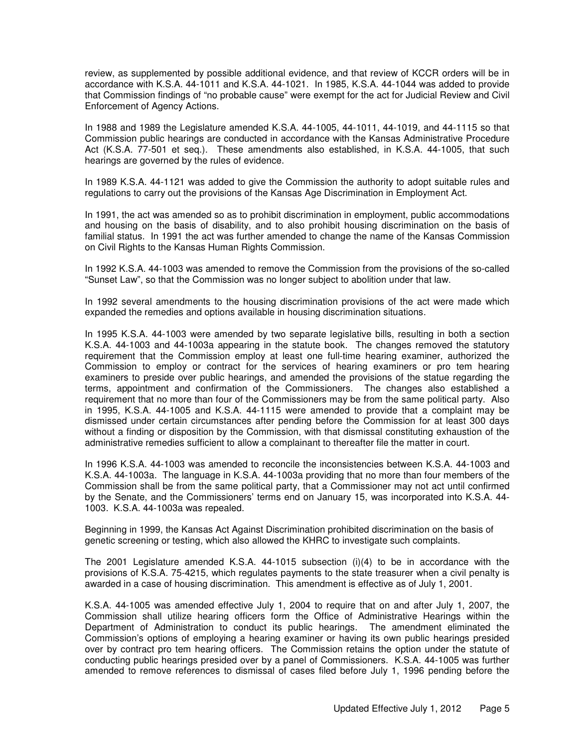review, as supplemented by possible additional evidence, and that review of KCCR orders will be in accordance with K.S.A. 44-1011 and K.S.A. 44-1021. In 1985, K.S.A. 44-1044 was added to provide that Commission findings of "no probable cause" were exempt for the act for Judicial Review and Civil Enforcement of Agency Actions.

In 1988 and 1989 the Legislature amended K.S.A. 44-1005, 44-1011, 44-1019, and 44-1115 so that Commission public hearings are conducted in accordance with the Kansas Administrative Procedure Act (K.S.A. 77-501 et seq.). These amendments also established, in K.S.A. 44-1005, that such hearings are governed by the rules of evidence.

In 1989 K.S.A. 44-1121 was added to give the Commission the authority to adopt suitable rules and regulations to carry out the provisions of the Kansas Age Discrimination in Employment Act.

In 1991, the act was amended so as to prohibit discrimination in employment, public accommodations and housing on the basis of disability, and to also prohibit housing discrimination on the basis of familial status. In 1991 the act was further amended to change the name of the Kansas Commission on Civil Rights to the Kansas Human Rights Commission.

In 1992 K.S.A. 44-1003 was amended to remove the Commission from the provisions of the so-called "Sunset Law", so that the Commission was no longer subject to abolition under that law.

In 1992 several amendments to the housing discrimination provisions of the act were made which expanded the remedies and options available in housing discrimination situations.

In 1995 K.S.A. 44-1003 were amended by two separate legislative bills, resulting in both a section K.S.A. 44-1003 and 44-1003a appearing in the statute book. The changes removed the statutory requirement that the Commission employ at least one full-time hearing examiner, authorized the Commission to employ or contract for the services of hearing examiners or pro tem hearing examiners to preside over public hearings, and amended the provisions of the statue regarding the terms, appointment and confirmation of the Commissioners. The changes also established a requirement that no more than four of the Commissioners may be from the same political party. Also in 1995, K.S.A. 44-1005 and K.S.A. 44-1115 were amended to provide that a complaint may be dismissed under certain circumstances after pending before the Commission for at least 300 days without a finding or disposition by the Commission, with that dismissal constituting exhaustion of the administrative remedies sufficient to allow a complainant to thereafter file the matter in court.

In 1996 K.S.A. 44-1003 was amended to reconcile the inconsistencies between K.S.A. 44-1003 and K.S.A. 44-1003a. The language in K.S.A. 44-1003a providing that no more than four members of the Commission shall be from the same political party, that a Commissioner may not act until confirmed by the Senate, and the Commissioners' terms end on January 15, was incorporated into K.S.A. 44-1003. K.S.A. 44-1003a was repealed.

Beginning in 1999, the Kansas Act Against Discrimination prohibited discrimination on the basis of genetic screening or testing, which also allowed the KHRC to investigate such complaints.

The 2001 Legislature amended K.S.A. 44-1015 subsection (i)(4) to be in accordance with the provisions of K.S.A. 75-4215, which regulates payments to the state treasurer when a civil penalty is awarded in a case of housing discrimination. This amendment is effective as of July 1, 2001.

K.S.A. 44-1005 was amended effective July 1, 2004 to require that on and after July 1, 2007, the Commission shall utilize hearing officers form the Office of Administrative Hearings within the Department of Administration to conduct its public hearings. The amendment eliminated the Commission's options of employing a hearing examiner or having its own public hearings presided over by contract pro tem hearing officers. The Commission retains the option under the statute of conducting public hearings presided over by a panel of Commissioners. K.S.A. 44-1005 was further amended to remove references to dismissal of cases filed before July 1, 1996 pending before the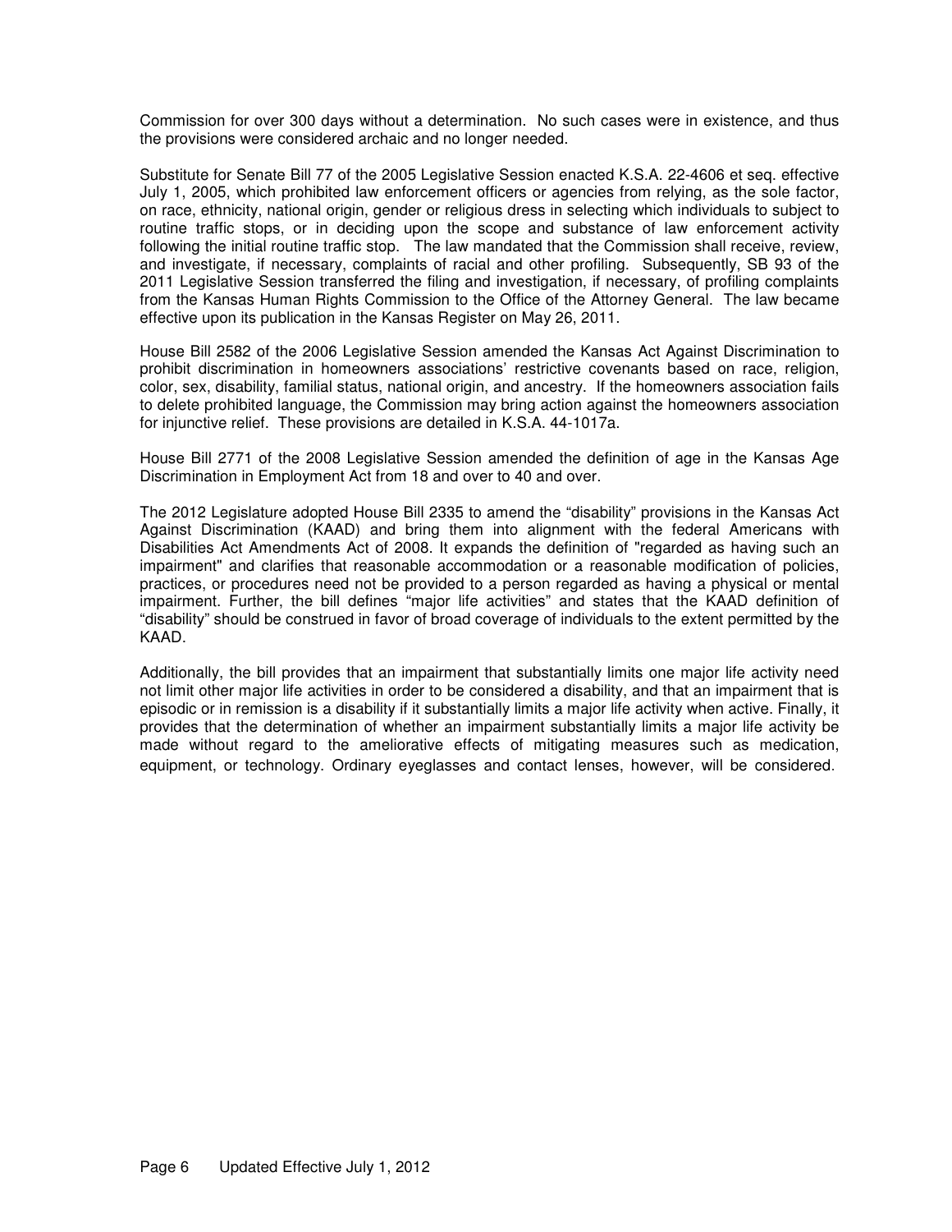Commission for over 300 days without a determination. No such cases were in existence, and thus the provisions were considered archaic and no longer needed.

Substitute for Senate Bill 77 of the 2005 Legislative Session enacted K.S.A. 22-4606 et seq. effective July 1, 2005, which prohibited law enforcement officers or agencies from relying, as the sole factor, on race, ethnicity, national origin, gender or religious dress in selecting which individuals to subject to routine traffic stops, or in deciding upon the scope and substance of law enforcement activity following the initial routine traffic stop. The law mandated that the Commission shall receive, review, and investigate, if necessary, complaints of racial and other profiling. Subsequently, SB 93 of the 2011 Legislative Session transferred the filing and investigation, if necessary, of profiling complaints from the Kansas Human Rights Commission to the Office of the Attorney General. The law became effective upon its publication in the Kansas Register on May 26, 2011.

House Bill 2582 of the 2006 Legislative Session amended the Kansas Act Against Discrimination to prohibit discrimination in homeowners associations' restrictive covenants based on race, religion, color, sex, disability, familial status, national origin, and ancestry. If the homeowners association fails to delete prohibited language, the Commission may bring action against the homeowners association for injunctive relief. These provisions are detailed in K.S.A. 44-1017a.

House Bill 2771 of the 2008 Legislative Session amended the definition of age in the Kansas Age Discrimination in Employment Act from 18 and over to 40 and over.

The 2012 Legislature adopted House Bill 2335 to amend the "disability" provisions in the Kansas Act Against Discrimination (KAAD) and bring them into alignment with the federal Americans with Disabilities Act Amendments Act of 2008. It expands the definition of "regarded as having such an impairment" and clarifies that reasonable accommodation or a reasonable modification of policies, practices, or procedures need not be provided to a person regarded as having a physical or mental impairment. Further, the bill defines "major life activities" and states that the KAAD definition of "disability" should be construed in favor of broad coverage of individuals to the extent permitted by the KAAD.

Additionally, the bill provides that an impairment that substantially limits one major life activity need not limit other major life activities in order to be considered a disability, and that an impairment that is episodic or in remission is a disability if it substantially limits a major life activity when active. Finally, it provides that the determination of whether an impairment substantially limits a major life activity be made without regard to the ameliorative effects of mitigating measures such as medication, equipment, or technology. Ordinary eyeglasses and contact lenses, however, will be considered.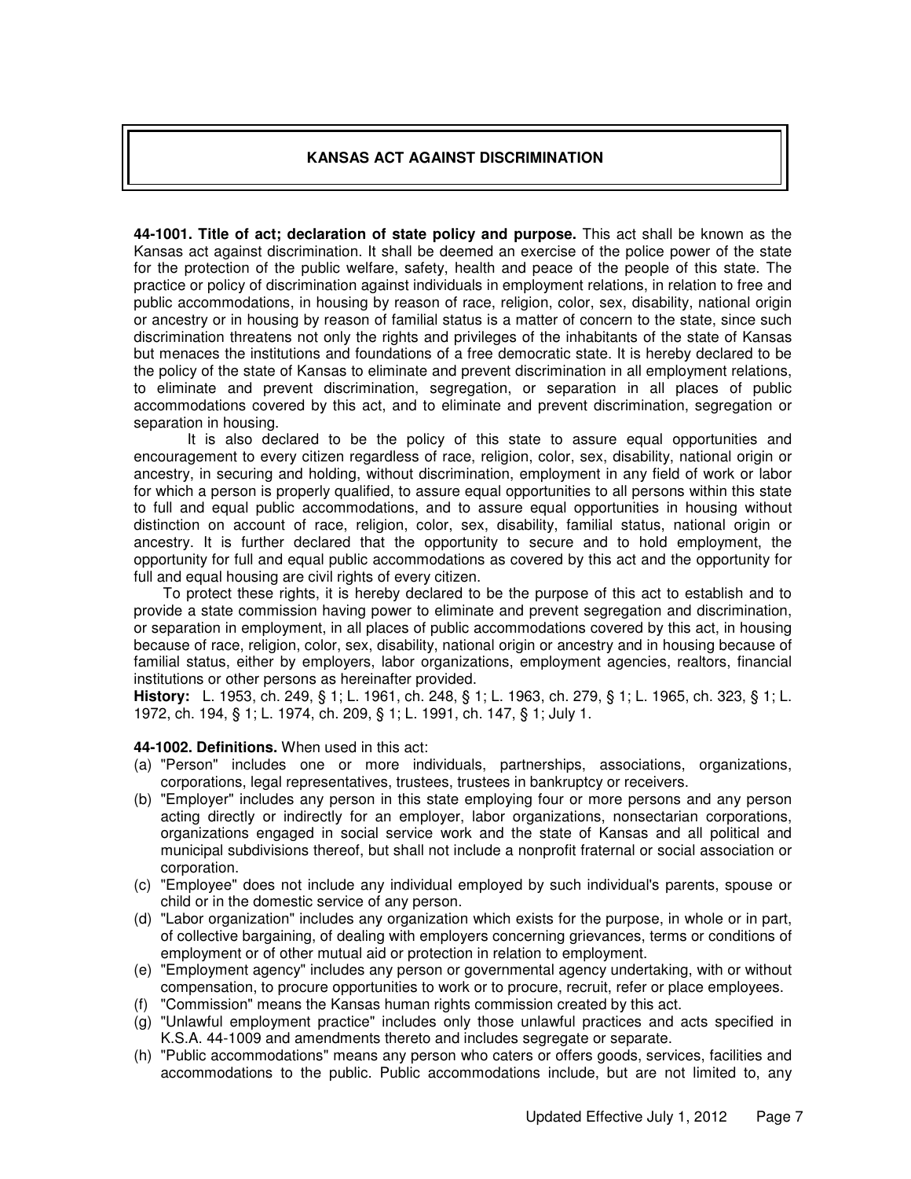## KANSAS ACT AGAINST DISCRIMINATION

**44-1001. Title of act; declaration of state policy and purpose.** This act shall be known as the Kansas act against discrimination. It shall be deemed an exercise of the police power of the state for the protection of the public welfare, safety, health and peace of the people of this state. The practice or policy of discrimination against individuals in employment relations, in relation to free and public accommodations, in housing by reason of race, religion, color, sex, disability, national origin or ancestry or in housing by reason of familial status is a matter of concern to the state, since such discrimination threatens not only the rights and privileges of the inhabitants of the state of Kansas but menaces the institutions and foundations of a free democratic state. It is hereby declared to be the policy of the state of Kansas to eliminate and prevent discrimination in all employment relations, to eliminate and prevent discrimination, segregation, or separation in all places of public accommodations covered by this act, and to eliminate and prevent discrimination, segregation or separation in housing.

It is also declared to be the policy of this state to assure equal opportunities and encouragement to every citizen regardless of race, religion, color, sex, disability, national origin or ancestry, in securing and holding, without discrimination, employment in any field of work or labor for which a person is properly qualified, to assure equal opportunities to all persons within this state to full and equal public accommodations, and to assure equal opportunities in housing without distinction on account of race, religion, color, sex, disability, familial status, national origin or ancestry. It is further declared that the opportunity to secure and to hold employment, the opportunity for full and equal public accommodations as covered by this act and the opportunity for full and equal housing are civil rights of every citizen.

To protect these rights, it is hereby declared to be the purpose of this act to establish and to provide a state commission having power to eliminate and prevent segregation and discrimination, or separation in employment, in all places of public accommodations covered by this act, in housing because of race, religion, color, sex, disability, national origin or ancestry and in housing because of familial status, either by employers, labor organizations, employment agencies, realtors, financial institutions or other persons as hereinafter provided.

**History:** L. 1953, ch. 249, § 1; L. 1961, ch. 248, § 1; L. 1963, ch. 279, § 1; L. 1965, ch. 323, § 1; L. 1972, ch. 194, § 1; L. 1974, ch. 209, § 1; L. 1991, ch. 147, § 1; July 1.

**44-1002. Definitions.** When used in this act:

(a) "Person" includes one or more individuals, partnerships, associations, organizations, corporations, legal representatives, trustees, trustees in bankruptcy or receivers.

(b) "Employer" includes any person in this state employing four or more persons and any person acting directly or indirectly for an employer, labor organizations, nonsectarian corporations, organizations engaged in social service work and the state of Kansas and all political and municipal subdivisions thereof, but shall not include a nonprofit fraternal or social association or corporation.

(c) "Employee" does not include any individual employed by such individual's parents, spouse or child or in the domestic service of any person.

(d) "Labor organization" includes any organization which exists for the purpose, in whole or in part, of collective bargaining, of dealing with employers concerning grievances, terms or conditions of employment or of other mutual aid or protection in relation to employment.

(e) "Employment agency" includes any person or governmental agency undertaking, with or without compensation, to procure opportunities to work or to procure, recruit, refer or place employees.

(f) "Commission" means the Kansas human rights commission created by this act.

(g) "Unlawful employment practice" includes only those unlawful practices and acts specified in K.S.A. 44-1009 and amendments thereto and includes segregate or separate.

(h) "Public accommodations" means any person who caters or offers goods, services, facilities and accommodations to the public. Public accommodations include, but are not limited to, any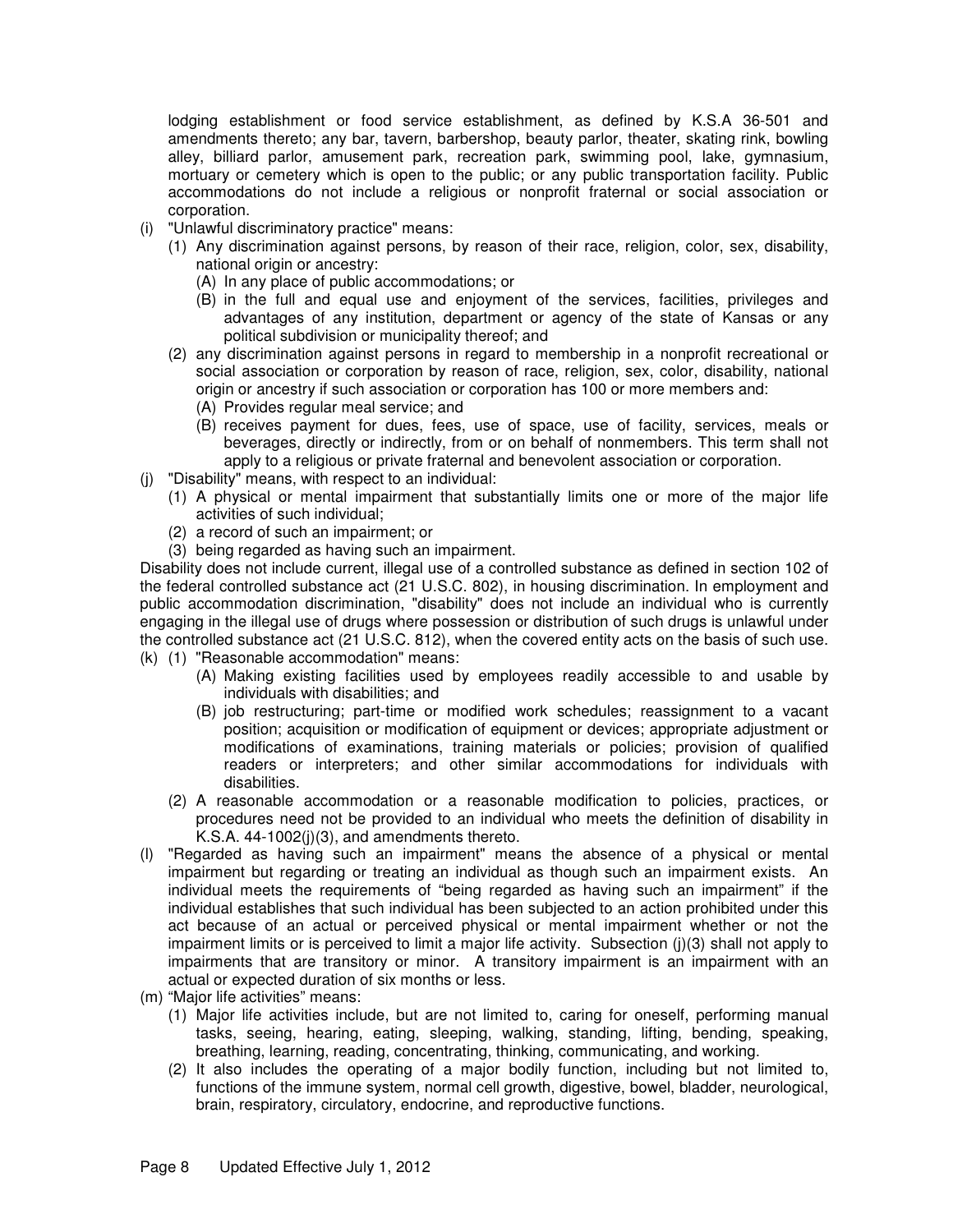lodging establishment or food service establishment, as defined by K.S.A 36-501 and amendments thereto; any bar, tavern, barbershop, beauty parlor, theater, skating rink, bowling alley, billiard parlor, amusement park, recreation park, swimming pool, lake, gymnasium, mortuary or cemetery which is open to the public; or any public transportation facility. Public accommodations do not include a religious or nonprofit fraternal or social association or corporation.

- (i) "Unlawful discriminatory practice" means:
  - (1) Any discrimination against persons, by reason of their race, religion, color, sex, disability, national origin or ancestry:
    - (A) In any place of public accommodations; or
    - (B) in the full and equal use and enjoyment of the services, facilities, privileges and advantages of any institution, department or agency of the state of Kansas or any political subdivision or municipality thereof; and
  - (2) any discrimination against persons in regard to membership in a nonprofit recreational or social association or corporation by reason of race, religion, sex, color, disability, national origin or ancestry if such association or corporation has 100 or more members and:
    - (A) Provides regular meal service; and
    - (B) receives payment for dues, fees, use of space, use of facility, services, meals or beverages, directly or indirectly, from or on behalf of nonmembers. This term shall not apply to a religious or private fraternal and benevolent association or corporation.
- (j) "Disability" means, with respect to an individual:
  - (1) A physical or mental impairment that substantially limits one or more of the major life activities of such individual;
  - (2) a record of such an impairment; or
  - (3) being regarded as having such an impairment.

Disability does not include current, illegal use of a controlled substance as defined in section 102 of the federal controlled substance act (21 U.S.C. 802), in housing discrimination. In employment and public accommodation discrimination, "disability" does not include an individual who is currently engaging in the illegal use of drugs where possession or distribution of such drugs is unlawful under the controlled substance act (21 U.S.C. 812), when the covered entity acts on the basis of such use.

- (k) (1) "Reasonable accommodation" means:
    - (A) Making existing facilities used by employees readily accessible to and usable by individuals with disabilities; and
    - (B) job restructuring; part-time or modified work schedules; reassignment to a vacant position; acquisition or modification of equipment or devices; appropriate adjustment or modifications of examinations, training materials or policies; provision of qualified readers or interpreters; and other similar accommodations for individuals with disabilities.
  - (2) A reasonable accommodation or a reasonable modification to policies, practices, or procedures need not be provided to an individual who meets the definition of disability in K.S.A. 44-1002(j)(3), and amendments thereto.
- (l) "Regarded as having such an impairment" means the absence of a physical or mental impairment but regarding or treating an individual as though such an impairment exists. An individual meets the requirements of "being regarded as having such an impairment" if the individual establishes that such individual has been subjected to an action prohibited under this act because of an actual or perceived physical or mental impairment whether or not the impairment limits or is perceived to limit a major life activity. Subsection (j)(3) shall not apply to impairments that are transitory or minor. A transitory impairment is an impairment with an actual or expected duration of six months or less.
- (m) "Major life activities" means:
  - (1) Major life activities include, but are not limited to, caring for oneself, performing manual tasks, seeing, hearing, eating, sleeping, walking, standing, lifting, bending, speaking, breathing, learning, reading, concentrating, thinking, communicating, and working.
  - (2) It also includes the operating of a major bodily function, including but not limited to, functions of the immune system, normal cell growth, digestive, bowel, bladder, neurological, brain, respiratory, circulatory, endocrine, and reproductive functions.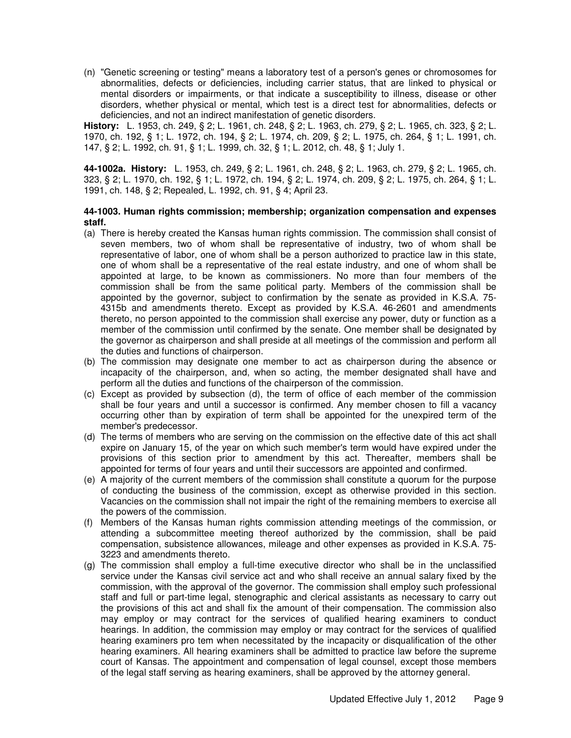(n) "Genetic screening or testing" means a laboratory test of a person's genes or chromosomes for abnormalities, defects or deficiencies, including carrier status, that are linked to physical or mental disorders or impairments, or that indicate a susceptibility to illness, disease or other disorders, whether physical or mental, which test is a direct test for abnormalities, defects or deficiencies, and not an indirect manifestation of genetic disorders.

**History:** L. 1953, ch. 249, § 2; L. 1961, ch. 248, § 2; L. 1963, ch. 279, § 2; L. 1965, ch. 323, § 2; L. 1970, ch. 192, § 1; L. 1972, ch. 194, § 2; L. 1974, ch. 209, § 2; L. 1975, ch. 264, § 1; L. 1991, ch. 147, § 2; L. 1992, ch. 91, § 1; L. 1999, ch. 32, § 1; L. 2012, ch. 48, § 1; July 1.

**44-1002a. History:** L. 1953, ch. 249, § 2; L. 1961, ch. 248, § 2; L. 1963, ch. 279, § 2; L. 1965, ch. 323, § 2; L. 1970, ch. 192, § 1; L. 1972, ch. 194, § 2; L. 1974, ch. 209, § 2; L. 1975, ch. 264, § 1; L. 1991, ch. 148, § 2; Repealed, L. 1992, ch. 91, § 4; April 23.

**44-1003. Human rights commission; membership; organization compensation and expenses staff.**

(a) There is hereby created the Kansas human rights commission. The commission shall consist of seven members, two of whom shall be representative of industry, two of whom shall be representative of labor, one of whom shall be a person authorized to practice law in this state, one of whom shall be a representative of the real estate industry, and one of whom shall be appointed at large, to be known as commissioners. No more than four members of the commission shall be from the same political party. Members of the commission shall be appointed by the governor, subject to confirmation by the senate as provided in K.S.A. 75-4315b and amendments thereto. Except as provided by K.S.A. 46-2601 and amendments thereto, no person appointed to the commission shall exercise any power, duty or function as a member of the commission until confirmed by the senate. One member shall be designated by the governor as chairperson and shall preside at all meetings of the commission and perform all the duties and functions of chairperson.

(b) The commission may designate one member to act as chairperson during the absence or incapacity of the chairperson, and, when so acting, the member designated shall have and perform all the duties and functions of the chairperson of the commission.

(c) Except as provided by subsection (d), the term of office of each member of the commission shall be four years and until a successor is confirmed. Any member chosen to fill a vacancy occurring other than by expiration of term shall be appointed for the unexpired term of the member's predecessor.

(d) The terms of members who are serving on the commission on the effective date of this act shall expire on January 15, of the year on which such member's term would have expired under the provisions of this section prior to amendment by this act. Thereafter, members shall be appointed for terms of four years and until their successors are appointed and confirmed.

(e) A majority of the current members of the commission shall constitute a quorum for the purpose of conducting the business of the commission, except as otherwise provided in this section. Vacancies on the commission shall not impair the right of the remaining members to exercise all the powers of the commission.

(f) Members of the Kansas human rights commission attending meetings of the commission, or attending a subcommittee meeting thereof authorized by the commission, shall be paid compensation, subsistence allowances, mileage and other expenses as provided in K.S.A. 75-3223 and amendments thereto.

(g) The commission shall employ a full-time executive director who shall be in the unclassified service under the Kansas civil service act and who shall receive an annual salary fixed by the commission, with the approval of the governor. The commission shall employ such professional staff and full or part-time legal, stenographic and clerical assistants as necessary to carry out the provisions of this act and shall fix the amount of their compensation. The commission also may employ or may contract for the services of qualified hearing examiners to conduct hearings. In addition, the commission may employ or may contract for the services of qualified hearing examiners pro tem when necessitated by the incapacity or disqualification of the other hearing examiners. All hearing examiners shall be admitted to practice law before the supreme court of Kansas. The appointment and compensation of legal counsel, except those members of the legal staff serving as hearing examiners, shall be approved by the attorney general.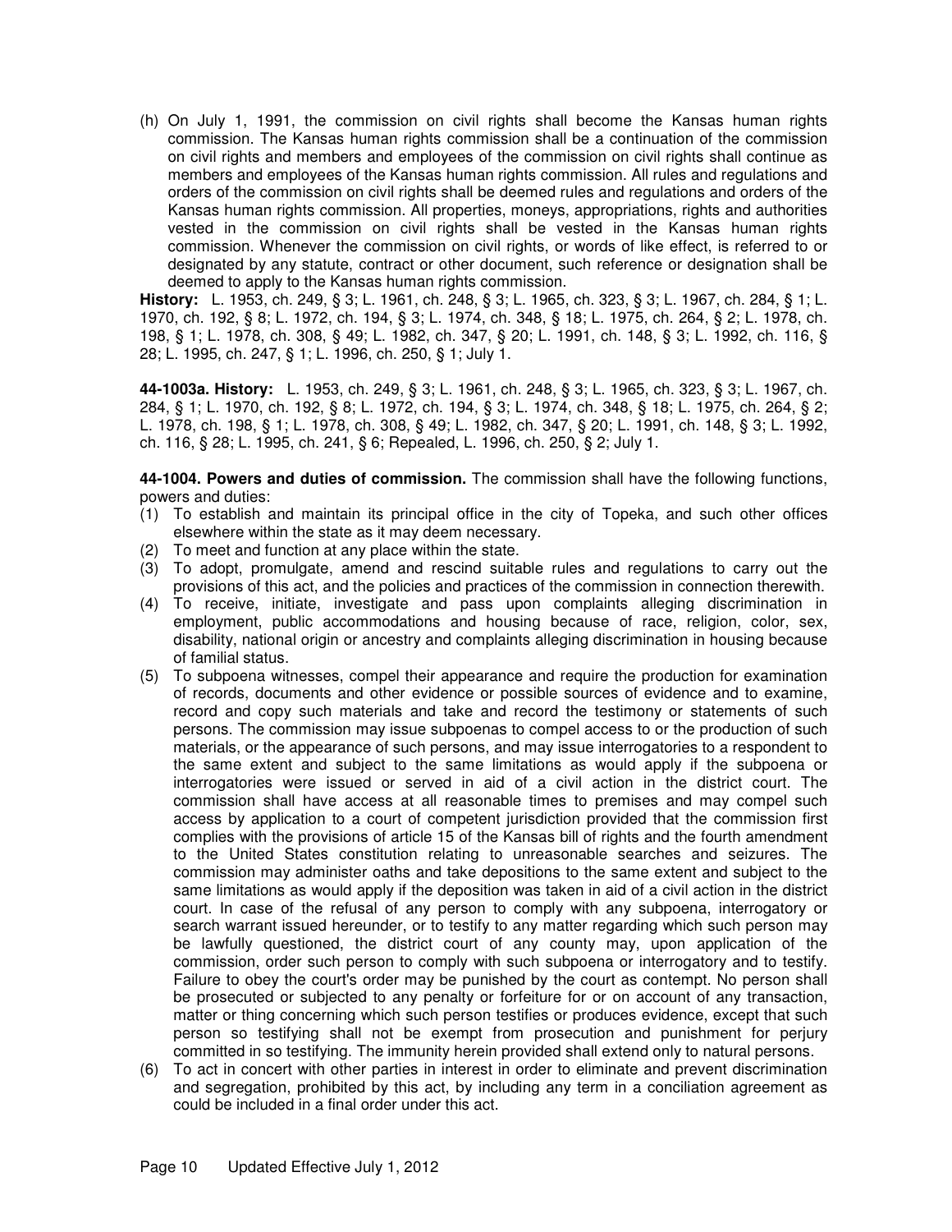(h) On July 1, 1991, the commission on civil rights shall become the Kansas human rights commission. The Kansas human rights commission shall be a continuation of the commission on civil rights and members and employees of the commission on civil rights shall continue as members and employees of the Kansas human rights commission. All rules and regulations and orders of the commission on civil rights shall be deemed rules and regulations and orders of the Kansas human rights commission. All properties, moneys, appropriations, rights and authorities vested in the commission on civil rights shall be vested in the Kansas human rights commission. Whenever the commission on civil rights, or words of like effect, is referred to or designated by any statute, contract or other document, such reference or designation shall be deemed to apply to the Kansas human rights commission.

**History:** L. 1953, ch. 249, § 3; L. 1961, ch. 248, § 3; L. 1965, ch. 323, § 3; L. 1967, ch. 284, § 1; L. 1970, ch. 192, § 8; L. 1972, ch. 194, § 3; L. 1974, ch. 348, § 18; L. 1975, ch. 264, § 2; L. 1978, ch. 198, § 1; L. 1978, ch. 308, § 49; L. 1982, ch. 347, § 20; L. 1991, ch. 148, § 3; L. 1992, ch. 116, § 28; L. 1995, ch. 247, § 1; L. 1996, ch. 250, § 1; July 1.

**44-1003a. History:** L. 1953, ch. 249, § 3; L. 1961, ch. 248, § 3; L. 1965, ch. 323, § 3; L. 1967, ch. 284, § 1; L. 1970, ch. 192, § 8; L. 1972, ch. 194, § 3; L. 1974, ch. 348, § 18; L. 1975, ch. 264, § 2; L. 1978, ch. 198, § 1; L. 1978, ch. 308, § 49; L. 1982, ch. 347, § 20; L. 1991, ch. 148, § 3; L. 1992, ch. 116, § 28; L. 1995, ch. 241, § 6; Repealed, L. 1996, ch. 250, § 2; July 1.

**44-1004. Powers and duties of commission.** The commission shall have the following functions, powers and duties:

(1) To establish and maintain its principal office in the city of Topeka, and such other offices elsewhere within the state as it may deem necessary.

(2) To meet and function at any place within the state.

(3) To adopt, promulgate, amend and rescind suitable rules and regulations to carry out the provisions of this act, and the policies and practices of the commission in connection therewith.

(4) To receive, initiate, investigate and pass upon complaints alleging discrimination in employment, public accommodations and housing because of race, religion, color, sex, disability, national origin or ancestry and complaints alleging discrimination in housing because of familial status.

(5) To subpoena witnesses, compel their appearance and require the production for examination of records, documents and other evidence or possible sources of evidence and to examine, record and copy such materials and take and record the testimony or statements of such persons. The commission may issue subpoenas to compel access to or the production of such materials, or the appearance of such persons, and may issue interrogatories to a respondent to the same extent and subject to the same limitations as would apply if the subpoena or interrogatories were issued or served in aid of a civil action in the district court. The commission shall have access at all reasonable times to premises and may compel such access by application to a court of competent jurisdiction provided that the commission first complies with the provisions of article 15 of the Kansas bill of rights and the fourth amendment to the United States constitution relating to unreasonable searches and seizures. The commission may administer oaths and take depositions to the same extent and subject to the same limitations as would apply if the deposition was taken in aid of a civil action in the district court. In case of the refusal of any person to comply with any subpoena, interrogatory or search warrant issued hereunder, or to testify to any matter regarding which such person may be lawfully questioned, the district court of any county may, upon application of the commission, order such person to comply with such subpoena or interrogatory and to testify. Failure to obey the court's order may be punished by the court as contempt. No person shall be prosecuted or subjected to any penalty or forfeiture for or on account of any transaction, matter or thing concerning which such person testifies or produces evidence, except that such person so testifying shall not be exempt from prosecution and punishment for perjury committed in so testifying. The immunity herein provided shall extend only to natural persons.

(6) To act in concert with other parties in interest in order to eliminate and prevent discrimination and segregation, prohibited by this act, by including any term in a conciliation agreement as could be included in a final order under this act.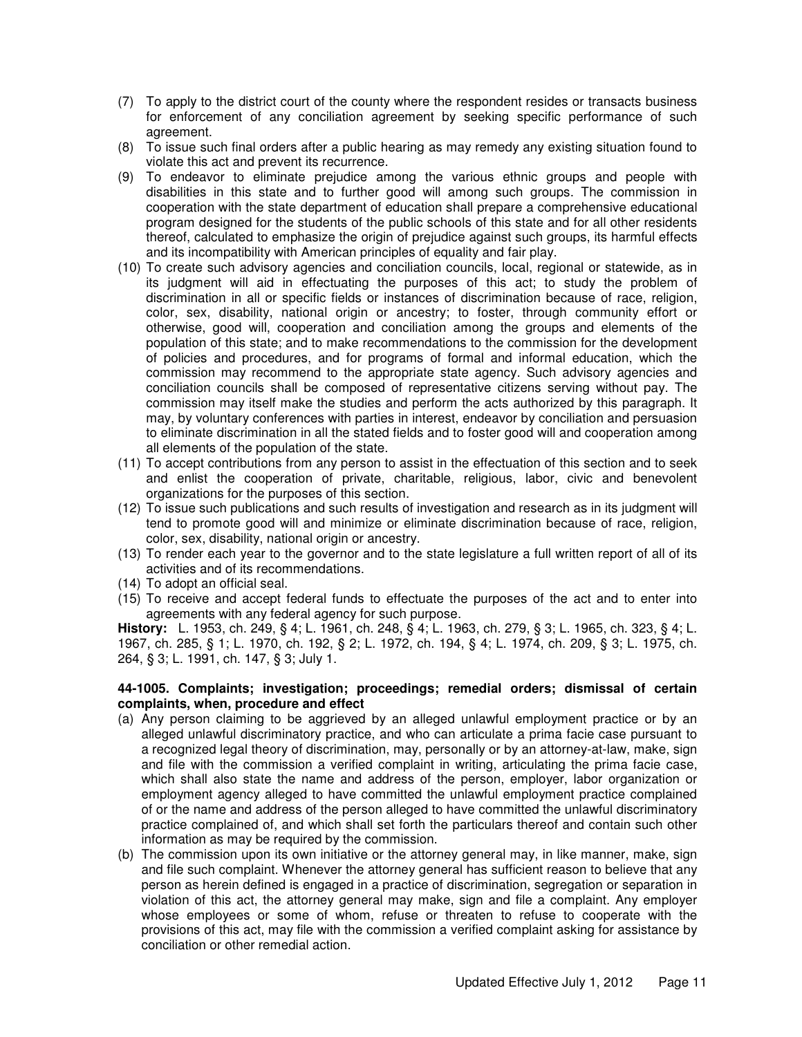(7) To apply to the district court of the county where the respondent resides or transacts business for enforcement of any conciliation agreement by seeking specific performance of such agreement.

(8) To issue such final orders after a public hearing as may remedy any existing situation found to violate this act and prevent its recurrence.

(9) To endeavor to eliminate prejudice among the various ethnic groups and people with disabilities in this state and to further good will among such groups. The commission in cooperation with the state department of education shall prepare a comprehensive educational program designed for the students of the public schools of this state and for all other residents thereof, calculated to emphasize the origin of prejudice against such groups, its harmful effects and its incompatibility with American principles of equality and fair play.

(10) To create such advisory agencies and conciliation councils, local, regional or statewide, as in its judgment will aid in effectuating the purposes of this act; to study the problem of discrimination in all or specific fields or instances of discrimination because of race, religion, color, sex, disability, national origin or ancestry; to foster, through community effort or otherwise, good will, cooperation and conciliation among the groups and elements of the population of this state; and to make recommendations to the commission for the development of policies and procedures, and for programs of formal and informal education, which the commission may recommend to the appropriate state agency. Such advisory agencies and conciliation councils shall be composed of representative citizens serving without pay. The commission may itself make the studies and perform the acts authorized by this paragraph. It may, by voluntary conferences with parties in interest, endeavor by conciliation and persuasion to eliminate discrimination in all the stated fields and to foster good will and cooperation among all elements of the population of the state.

(11) To accept contributions from any person to assist in the effectuation of this section and to seek and enlist the cooperation of private, charitable, religious, labor, civic and benevolent organizations for the purposes of this section.

(12) To issue such publications and such results of investigation and research as in its judgment will tend to promote good will and minimize or eliminate discrimination because of race, religion, color, sex, disability, national origin or ancestry.

(13) To render each year to the governor and to the state legislature a full written report of all of its activities and of its recommendations.

(14) To adopt an official seal.

(15) To receive and accept federal funds to effectuate the purposes of the act and to enter into agreements with any federal agency for such purpose.

**History:** L. 1953, ch. 249, § 4; L. 1961, ch. 248, § 4; L. 1963, ch. 279, § 3; L. 1965, ch. 323, § 4; L. 1967, ch. 285, § 1; L. 1970, ch. 192, § 2; L. 1972, ch. 194, § 4; L. 1974, ch. 209, § 3; L. 1975, ch. 264, § 3; L. 1991, ch. 147, § 3; July 1.

**44-1005. Complaints; investigation; proceedings; remedial orders; dismissal of certain complaints, when, procedure and effect**

(a) Any person claiming to be aggrieved by an alleged unlawful employment practice or by an alleged unlawful discriminatory practice, and who can articulate a prima facie case pursuant to a recognized legal theory of discrimination, may, personally or by an attorney-at-law, make, sign and file with the commission a verified complaint in writing, articulating the prima facie case, which shall also state the name and address of the person, employer, labor organization or employment agency alleged to have committed the unlawful employment practice complained of or the name and address of the person alleged to have committed the unlawful discriminatory practice complained of, and which shall set forth the particulars thereof and contain such other information as may be required by the commission.

(b) The commission upon its own initiative or the attorney general may, in like manner, make, sign and file such complaint. Whenever the attorney general has sufficient reason to believe that any person as herein defined is engaged in a practice of discrimination, segregation or separation in violation of this act, the attorney general may make, sign and file a complaint. Any employer whose employees or some of whom, refuse or threaten to refuse to cooperate with the provisions of this act, may file with the commission a verified complaint asking for assistance by conciliation or other remedial action.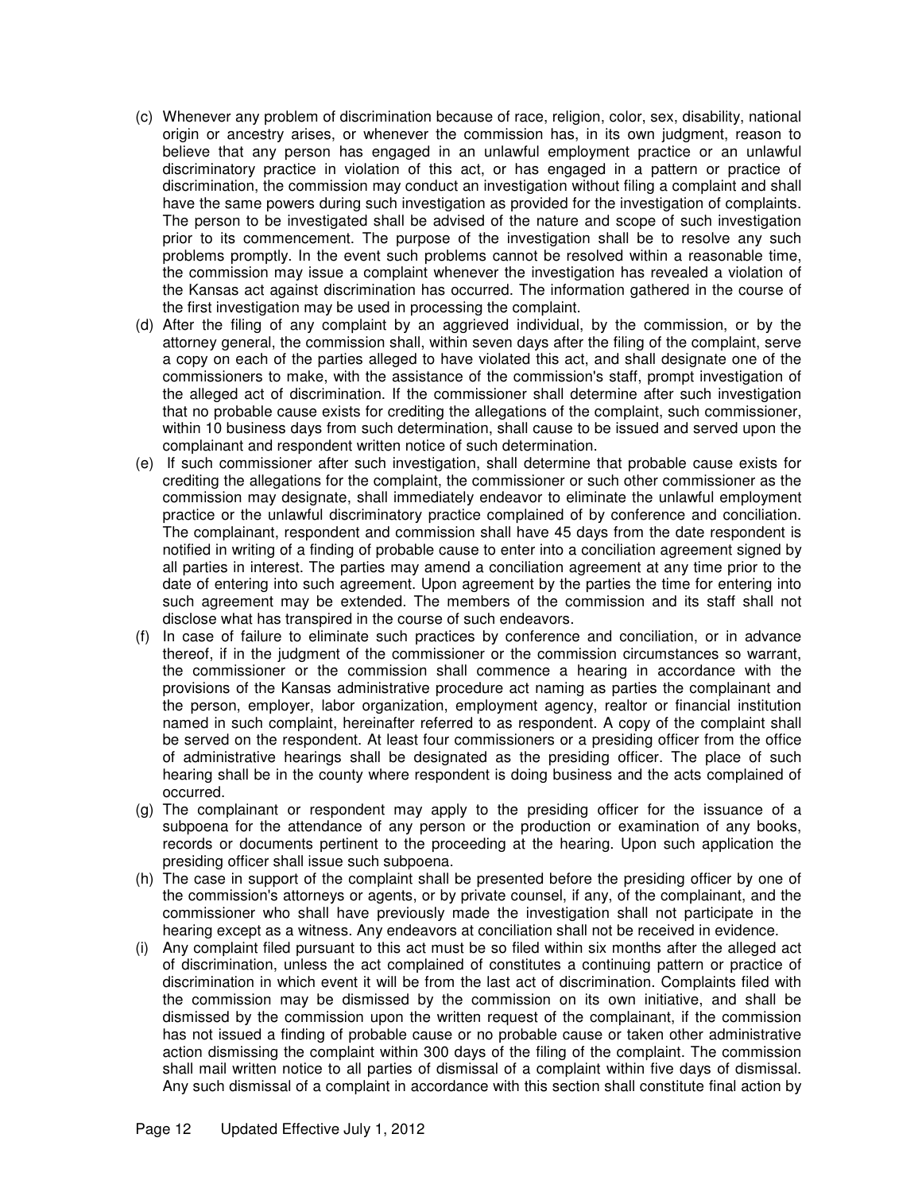(c) Whenever any problem of discrimination because of race, religion, color, sex, disability, national origin or ancestry arises, or whenever the commission has, in its own judgment, reason to believe that any person has engaged in an unlawful employment practice or an unlawful discriminatory practice in violation of this act, or has engaged in a pattern or practice of discrimination, the commission may conduct an investigation without filing a complaint and shall have the same powers during such investigation as provided for the investigation of complaints. The person to be investigated shall be advised of the nature and scope of such investigation prior to its commencement. The purpose of the investigation shall be to resolve any such problems promptly. In the event such problems cannot be resolved within a reasonable time, the commission may issue a complaint whenever the investigation has revealed a violation of the Kansas act against discrimination has occurred. The information gathered in the course of the first investigation may be used in processing the complaint.

(d) After the filing of any complaint by an aggrieved individual, by the commission, or by the attorney general, the commission shall, within seven days after the filing of the complaint, serve a copy on each of the parties alleged to have violated this act, and shall designate one of the commissioners to make, with the assistance of the commission's staff, prompt investigation of the alleged act of discrimination. If the commissioner shall determine after such investigation that no probable cause exists for crediting the allegations of the complaint, such commissioner, within 10 business days from such determination, shall cause to be issued and served upon the complainant and respondent written notice of such determination.

(e) If such commissioner after such investigation, shall determine that probable cause exists for crediting the allegations for the complaint, the commissioner or such other commissioner as the commission may designate, shall immediately endeavor to eliminate the unlawful employment practice or the unlawful discriminatory practice complained of by conference and conciliation. The complainant, respondent and commission shall have 45 days from the date respondent is notified in writing of a finding of probable cause to enter into a conciliation agreement signed by all parties in interest. The parties may amend a conciliation agreement at any time prior to the date of entering into such agreement. Upon agreement by the parties the time for entering into such agreement may be extended. The members of the commission and its staff shall not disclose what has transpired in the course of such endeavors.

(f) In case of failure to eliminate such practices by conference and conciliation, or in advance thereof, if in the judgment of the commissioner or the commission circumstances so warrant, the commissioner or the commission shall commence a hearing in accordance with the provisions of the Kansas administrative procedure act naming as parties the complainant and the person, employer, labor organization, employment agency, realtor or financial institution named in such complaint, hereinafter referred to as respondent. A copy of the complaint shall be served on the respondent. At least four commissioners or a presiding officer from the office of administrative hearings shall be designated as the presiding officer. The place of such hearing shall be in the county where respondent is doing business and the acts complained of occurred.

(g) The complainant or respondent may apply to the presiding officer for the issuance of a subpoena for the attendance of any person or the production or examination of any books, records or documents pertinent to the proceeding at the hearing. Upon such application the presiding officer shall issue such subpoena.

(h) The case in support of the complaint shall be presented before the presiding officer by one of the commission's attorneys or agents, or by private counsel, if any, of the complainant, and the commissioner who shall have previously made the investigation shall not participate in the hearing except as a witness. Any endeavors at conciliation shall not be received in evidence.

(i) Any complaint filed pursuant to this act must be so filed within six months after the alleged act of discrimination, unless the act complained of constitutes a continuing pattern or practice of discrimination in which event it will be from the last act of discrimination. Complaints filed with the commission may be dismissed by the commission on its own initiative, and shall be dismissed by the commission upon the written request of the complainant, if the commission has not issued a finding of probable cause or no probable cause or taken other administrative action dismissing the complaint within 300 days of the filing of the complaint. The commission shall mail written notice to all parties of dismissal of a complaint within five days of dismissal. Any such dismissal of a complaint in accordance with this section shall constitute final action by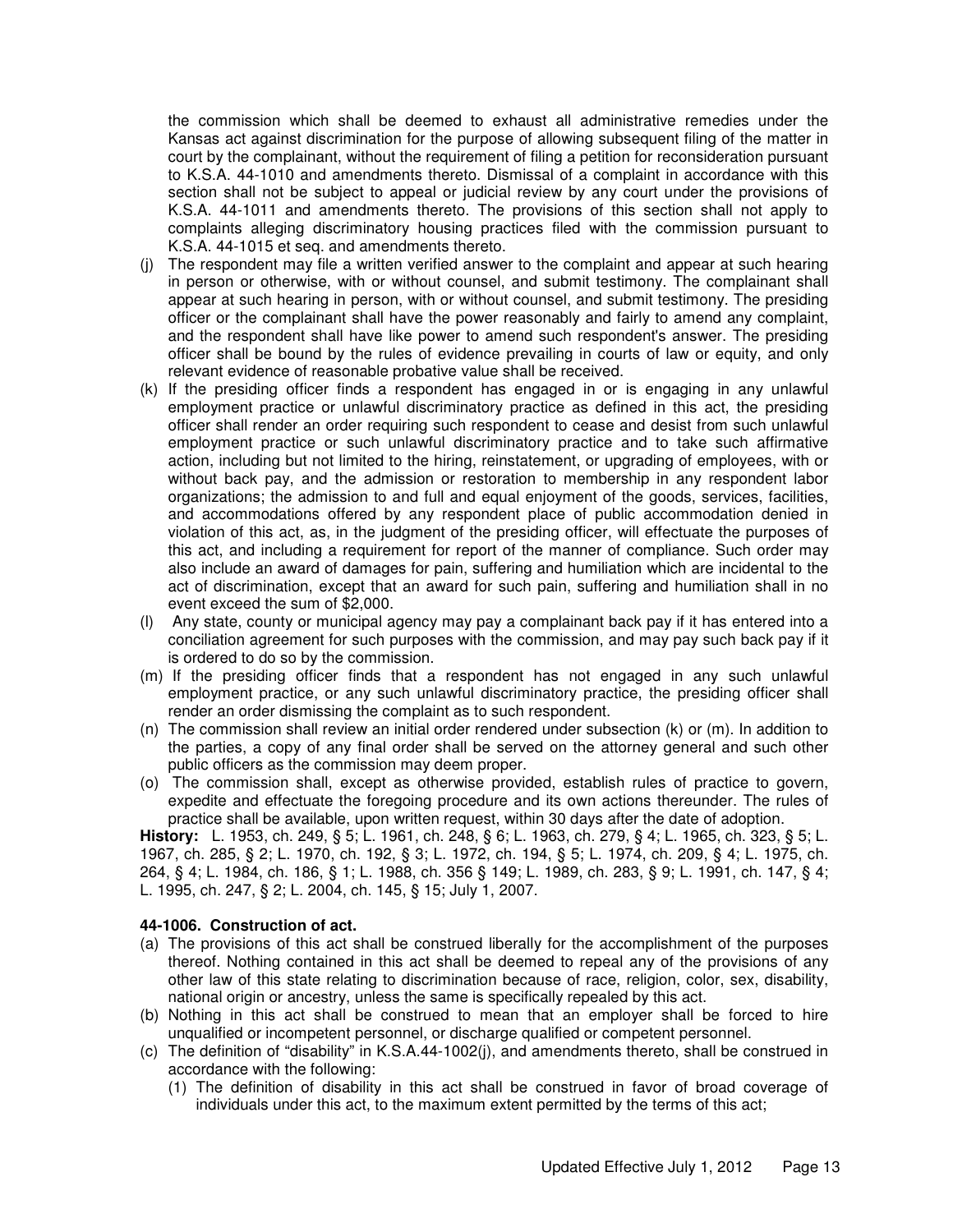the commission which shall be deemed to exhaust all administrative remedies under the Kansas act against discrimination for the purpose of allowing subsequent filing of the matter in court by the complainant, without the requirement of filing a petition for reconsideration pursuant to K.S.A. 44-1010 and amendments thereto. Dismissal of a complaint in accordance with this section shall not be subject to appeal or judicial review by any court under the provisions of K.S.A. 44-1011 and amendments thereto. The provisions of this section shall not apply to complaints alleging discriminatory housing practices filed with the commission pursuant to K.S.A. 44-1015 et seq. and amendments thereto.

(j) The respondent may file a written verified answer to the complaint and appear at such hearing in person or otherwise, with or without counsel, and submit testimony. The complainant shall appear at such hearing in person, with or without counsel, and submit testimony. The presiding officer or the complainant shall have the power reasonably and fairly to amend any complaint, and the respondent shall have like power to amend such respondent's answer. The presiding officer shall be bound by the rules of evidence prevailing in courts of law or equity, and only relevant evidence of reasonable probative value shall be received.

(k) If the presiding officer finds a respondent has engaged in or is engaging in any unlawful employment practice or unlawful discriminatory practice as defined in this act, the presiding officer shall render an order requiring such respondent to cease and desist from such unlawful employment practice or such unlawful discriminatory practice and to take such affirmative action, including but not limited to the hiring, reinstatement, or upgrading of employees, with or without back pay, and the admission or restoration to membership in any respondent labor organizations; the admission to and full and equal enjoyment of the goods, services, facilities, and accommodations offered by any respondent place of public accommodation denied in violation of this act, as, in the judgment of the presiding officer, will effectuate the purposes of this act, and including a requirement for report of the manner of compliance. Such order may also include an award of damages for pain, suffering and humiliation which are incidental to the act of discrimination, except that an award for such pain, suffering and humiliation shall in no event exceed the sum of $2,000.

(l) Any state, county or municipal agency may pay a complainant back pay if it has entered into a conciliation agreement for such purposes with the commission, and may pay such back pay if it is ordered to do so by the commission.

(m) If the presiding officer finds that a respondent has not engaged in any such unlawful employment practice, or any such unlawful discriminatory practice, the presiding officer shall render an order dismissing the complaint as to such respondent.

(n) The commission shall review an initial order rendered under subsection (k) or (m). In addition to the parties, a copy of any final order shall be served on the attorney general and such other public officers as the commission may deem proper.

(o) The commission shall, except as otherwise provided, establish rules of practice to govern, expedite and effectuate the foregoing procedure and its own actions thereunder. The rules of practice shall be available, upon written request, within 30 days after the date of adoption.

**History:** L. 1953, ch. 249, § 5; L. 1961, ch. 248, § 6; L. 1963, ch. 279, § 4; L. 1965, ch. 323, § 5; L. 1967, ch. 285, § 2; L. 1970, ch. 192, § 3; L. 1972, ch. 194, § 5; L. 1974, ch. 209, § 4; L. 1975, ch. 264, § 4; L. 1984, ch. 186, § 1; L. 1988, ch. 356 § 149; L. 1989, ch. 283, § 9; L. 1991, ch. 147, § 4; L. 1995, ch. 247, § 2; L. 2004, ch. 145, § 15; July 1, 2007.

**44-1006. Construction of act.**

(a) The provisions of this act shall be construed liberally for the accomplishment of the purposes thereof. Nothing contained in this act shall be deemed to repeal any of the provisions of any other law of this state relating to discrimination because of race, religion, color, sex, disability, national origin or ancestry, unless the same is specifically repealed by this act.

(b) Nothing in this act shall be construed to mean that an employer shall be forced to hire unqualified or incompetent personnel, or discharge qualified or competent personnel.

(c) The definition of "disability" in K.S.A.44-1002(j), and amendments thereto, shall be construed in accordance with the following:
   (1) The definition of disability in this act shall be construed in favor of broad coverage of individuals under this act, to the maximum extent permitted by the terms of this act;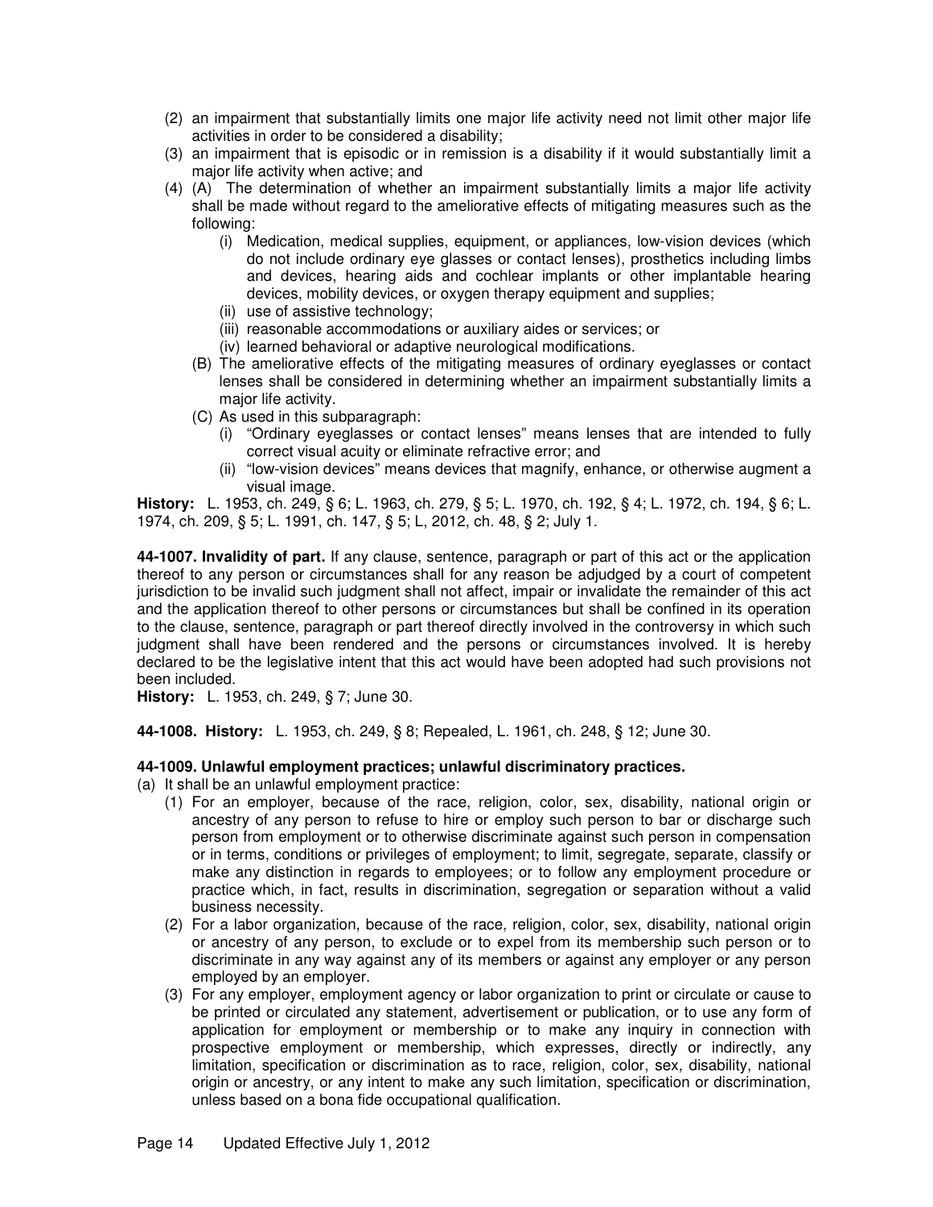(2) an impairment that substantially limits one major life activity need not limit other major life activities in order to be considered a disability;

(3) an impairment that is episodic or in remission is a disability if it would substantially limit a major life activity when active; and

(4) (A) The determination of whether an impairment substantially limits a major life activity shall be made without regard to the ameliorative effects of mitigating measures such as the following:

  (i) Medication, medical supplies, equipment, or appliances, low-vision devices (which do not include ordinary eye glasses or contact lenses), prosthetics including limbs and devices, hearing aids and cochlear implants or other implantable hearing devices, mobility devices, or oxygen therapy equipment and supplies;

  (ii) use of assistive technology;

  (iii) reasonable accommodations or auxiliary aides or services; or

  (iv) learned behavioral or adaptive neurological modifications.

(B) The ameliorative effects of the mitigating measures of ordinary eyeglasses or contact lenses shall be considered in determining whether an impairment substantially limits a major life activity.

(C) As used in this subparagraph:

  (i) "Ordinary eyeglasses or contact lenses" means lenses that are intended to fully correct visual acuity or eliminate refractive error; and

  (ii) "low-vision devices" means devices that magnify, enhance, or otherwise augment a visual image.

**History:** L. 1953, ch. 249, § 6; L. 1963, ch. 279, § 5; L. 1970, ch. 192, § 4; L. 1972, ch. 194, § 6; L. 1974, ch. 209, § 5; L. 1991, ch. 147, § 5; L, 2012, ch. 48, § 2; July 1.

**44-1007. Invalidity of part.** If any clause, sentence, paragraph or part of this act or the application thereof to any person or circumstances shall for any reason be adjudged by a court of competent jurisdiction to be invalid such judgment shall not affect, impair or invalidate the remainder of this act and the application thereof to other persons or circumstances but shall be confined in its operation to the clause, sentence, paragraph or part thereof directly involved in the controversy in which such judgment shall have been rendered and the persons or circumstances involved. It is hereby declared to be the legislative intent that this act would have been adopted had such provisions not been included.

**History:** L. 1953, ch. 249, § 7; June 30.

**44-1008. History:** L. 1953, ch. 249, § 8; Repealed, L. 1961, ch. 248, § 12; June 30.

**44-1009. Unlawful employment practices; unlawful discriminatory practices.**

(a) It shall be an unlawful employment practice:

(1) For an employer, because of the race, religion, color, sex, disability, national origin or ancestry of any person to refuse to hire or employ such person to bar or discharge such person from employment or to otherwise discriminate against such person in compensation or in terms, conditions or privileges of employment; to limit, segregate, separate, classify or make any distinction in regards to employees; or to follow any employment procedure or practice which, in fact, results in discrimination, segregation or separation without a valid business necessity.

(2) For a labor organization, because of the race, religion, color, sex, disability, national origin or ancestry of any person, to exclude or to expel from its membership such person or to discriminate in any way against any of its members or against any employer or any person employed by an employer.

(3) For any employer, employment agency or labor organization to print or circulate or cause to be printed or circulated any statement, advertisement or publication, or to use any form of application for employment or membership or to make any inquiry in connection with prospective employment or membership, which expresses, directly or indirectly, any limitation, specification or discrimination as to race, religion, color, sex, disability, national origin or ancestry, or any intent to make any such limitation, specification or discrimination, unless based on a bona fide occupational qualification.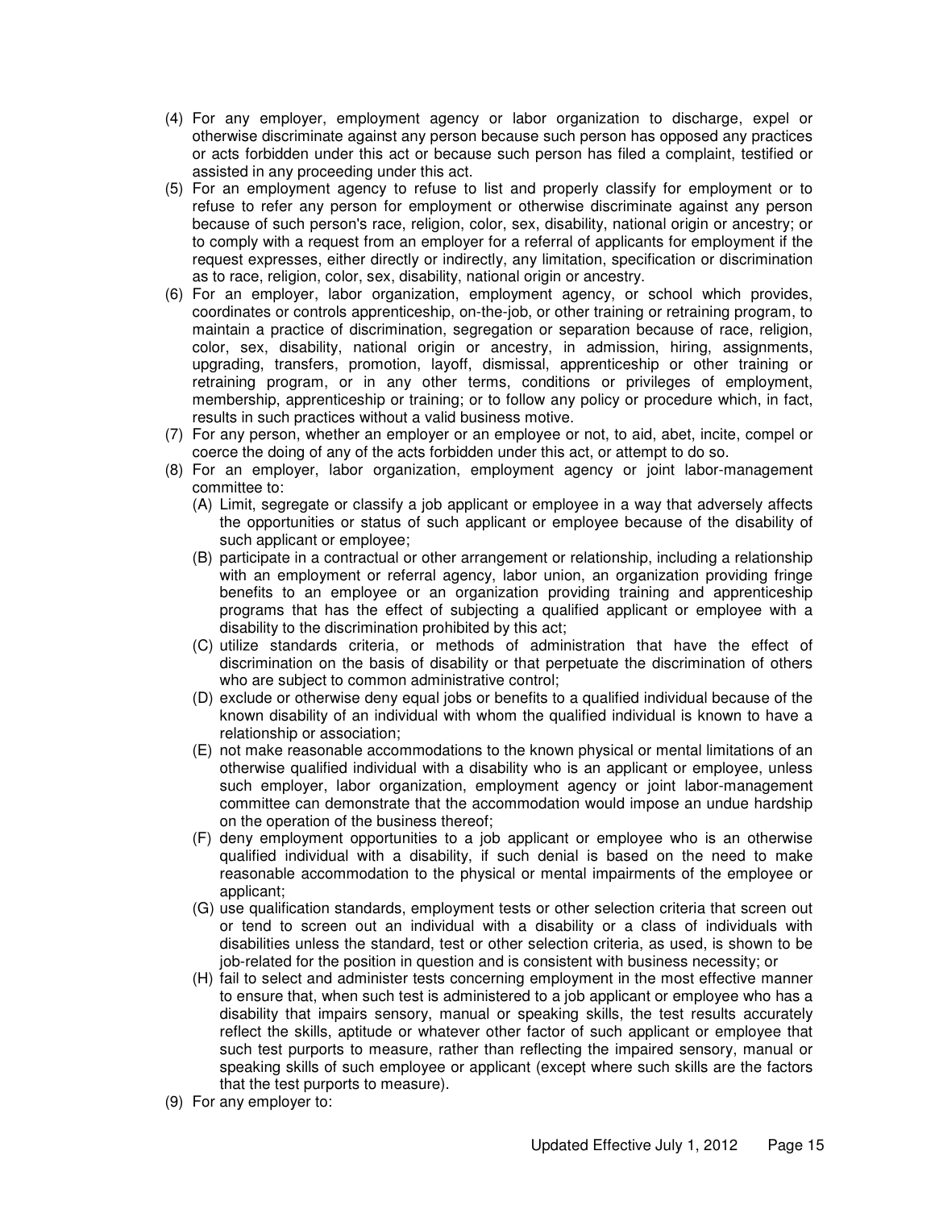(4) For any employer, employment agency or labor organization to discharge, expel or otherwise discriminate against any person because such person has opposed any practices or acts forbidden under this act or because such person has filed a complaint, testified or assisted in any proceeding under this act.

(5) For an employment agency to refuse to list and properly classify for employment or to refuse to refer any person for employment or otherwise discriminate against any person because of such person's race, religion, color, sex, disability, national origin or ancestry; or to comply with a request from an employer for a referral of applicants for employment if the request expresses, either directly or indirectly, any limitation, specification or discrimination as to race, religion, color, sex, disability, national origin or ancestry.

(6) For an employer, labor organization, employment agency, or school which provides, coordinates or controls apprenticeship, on-the-job, or other training or retraining program, to maintain a practice of discrimination, segregation or separation because of race, religion, color, sex, disability, national origin or ancestry, in admission, hiring, assignments, upgrading, transfers, promotion, layoff, dismissal, apprenticeship or other training or retraining program, or in any other terms, conditions or privileges of employment, membership, apprenticeship or training; or to follow any policy or procedure which, in fact, results in such practices without a valid business motive.

(7) For any person, whether an employer or an employee or not, to aid, abet, incite, compel or coerce the doing of any of the acts forbidden under this act, or attempt to do so.

(8) For an employer, labor organization, employment agency or joint labor-management committee to:

   (A) Limit, segregate or classify a job applicant or employee in a way that adversely affects the opportunities or status of such applicant or employee because of the disability of such applicant or employee;

   (B) participate in a contractual or other arrangement or relationship, including a relationship with an employment or referral agency, labor union, an organization providing fringe benefits to an employee or an organization providing training and apprenticeship programs that has the effect of subjecting a qualified applicant or employee with a disability to the discrimination prohibited by this act;

   (C) utilize standards criteria, or methods of administration that have the effect of discrimination on the basis of disability or that perpetuate the discrimination of others who are subject to common administrative control;

   (D) exclude or otherwise deny equal jobs or benefits to a qualified individual because of the known disability of an individual with whom the qualified individual is known to have a relationship or association;

   (E) not make reasonable accommodations to the known physical or mental limitations of an otherwise qualified individual with a disability who is an applicant or employee, unless such employer, labor organization, employment agency or joint labor-management committee can demonstrate that the accommodation would impose an undue hardship on the operation of the business thereof;

   (F) deny employment opportunities to a job applicant or employee who is an otherwise qualified individual with a disability, if such denial is based on the need to make reasonable accommodation to the physical or mental impairments of the employee or applicant;

   (G) use qualification standards, employment tests or other selection criteria that screen out or tend to screen out an individual with a disability or a class of individuals with disabilities unless the standard, test or other selection criteria, as used, is shown to be job-related for the position in question and is consistent with business necessity; or

   (H) fail to select and administer tests concerning employment in the most effective manner to ensure that, when such test is administered to a job applicant or employee who has a disability that impairs sensory, manual or speaking skills, the test results accurately reflect the skills, aptitude or whatever other factor of such applicant or employee that such test purports to measure, rather than reflecting the impaired sensory, manual or speaking skills of such employee or applicant (except where such skills are the factors that the test purports to measure).

(9) For any employer to: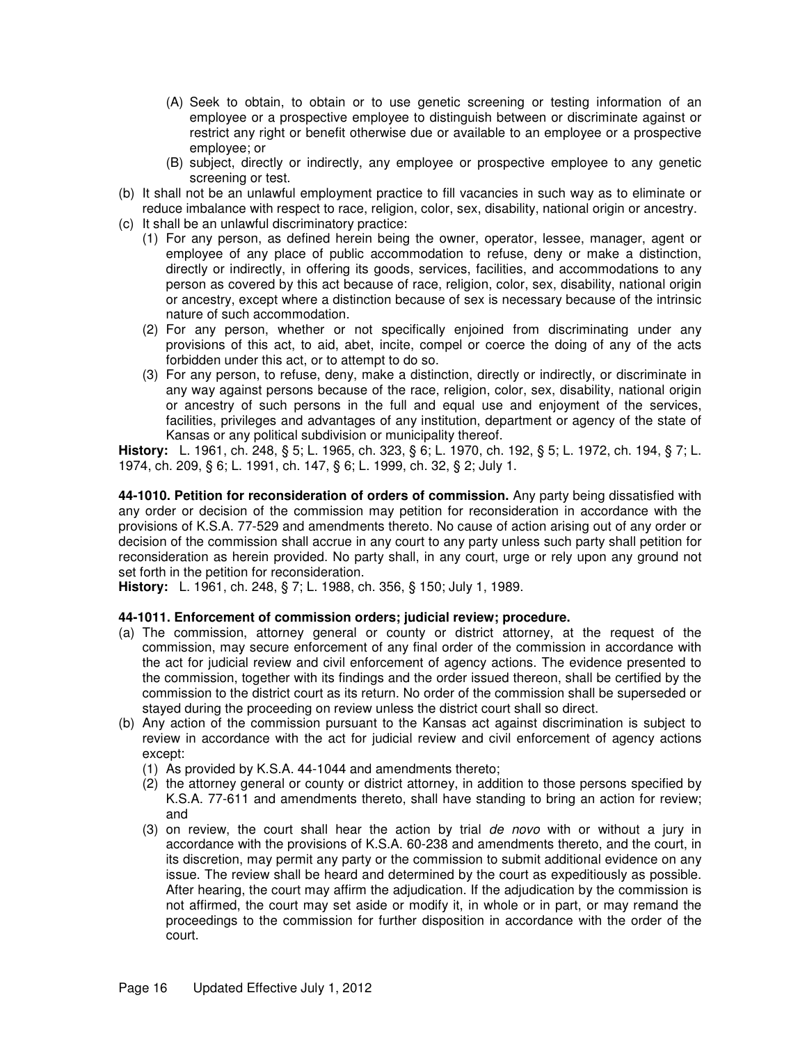- (A) Seek to obtain, to obtain or to use genetic screening or testing information of an employee or a prospective employee to distinguish between or discriminate against or restrict any right or benefit otherwise due or available to an employee or a prospective employee; or
   - (B) subject, directly or indirectly, any employee or prospective employee to any genetic screening or test.

(b) It shall not be an unlawful employment practice to fill vacancies in such way as to eliminate or reduce imbalance with respect to race, religion, color, sex, disability, national origin or ancestry.

(c) It shall be an unlawful discriminatory practice:

   - (1) For any person, as defined herein being the owner, operator, lessee, manager, agent or employee of any place of public accommodation to refuse, deny or make a distinction, directly or indirectly, in offering its goods, services, facilities, and accommodations to any person as covered by this act because of race, religion, color, sex, disability, national origin or ancestry, except where a distinction because of sex is necessary because of the intrinsic nature of such accommodation.
   - (2) For any person, whether or not specifically enjoined from discriminating under any provisions of this act, to aid, abet, incite, compel or coerce the doing of any of the acts forbidden under this act, or to attempt to do so.
   - (3) For any person, to refuse, deny, make a distinction, directly or indirectly, or discriminate in any way against persons because of the race, religion, color, sex, disability, national origin or ancestry of such persons in the full and equal use and enjoyment of the services, facilities, privileges and advantages of any institution, department or agency of the state of Kansas or any political subdivision or municipality thereof.

**History:** L. 1961, ch. 248, § 5; L. 1965, ch. 323, § 6; L. 1970, ch. 192, § 5; L. 1972, ch. 194, § 7; L. 1974, ch. 209, § 6; L. 1991, ch. 147, § 6; L. 1999, ch. 32, § 2; July 1.

**44-1010. Petition for reconsideration of orders of commission.** Any party being dissatisfied with any order or decision of the commission may petition for reconsideration in accordance with the provisions of K.S.A. 77-529 and amendments thereto. No cause of action arising out of any order or decision of the commission shall accrue in any court to any party unless such party shall petition for reconsideration as herein provided. No party shall, in any court, urge or rely upon any ground not set forth in the petition for reconsideration.

**History:** L. 1961, ch. 248, § 7; L. 1988, ch. 356, § 150; July 1, 1989.

**44-1011. Enforcement of commission orders; judicial review; procedure.**

(a) The commission, attorney general or county or district attorney, at the request of the commission, may secure enforcement of any final order of the commission in accordance with the act for judicial review and civil enforcement of agency actions. The evidence presented to the commission, together with its findings and the order issued thereon, shall be certified by the commission to the district court as its return. No order of the commission shall be superseded or stayed during the proceeding on review unless the district court shall so direct.

(b) Any action of the commission pursuant to the Kansas act against discrimination is subject to review in accordance with the act for judicial review and civil enforcement of agency actions except:

   - (1) As provided by K.S.A. 44-1044 and amendments thereto;
   - (2) the attorney general or county or district attorney, in addition to those persons specified by K.S.A. 77-611 and amendments thereto, shall have standing to bring an action for review; and
   - (3) on review, the court shall hear the action by trial *de novo* with or without a jury in accordance with the provisions of K.S.A. 60-238 and amendments thereto, and the court, in its discretion, may permit any party or the commission to submit additional evidence on any issue. The review shall be heard and determined by the court as expeditiously as possible. After hearing, the court may affirm the adjudication. If the adjudication by the commission is not affirmed, the court may set aside or modify it, in whole or in part, or may remand the proceedings to the commission for further disposition in accordance with the order of the court.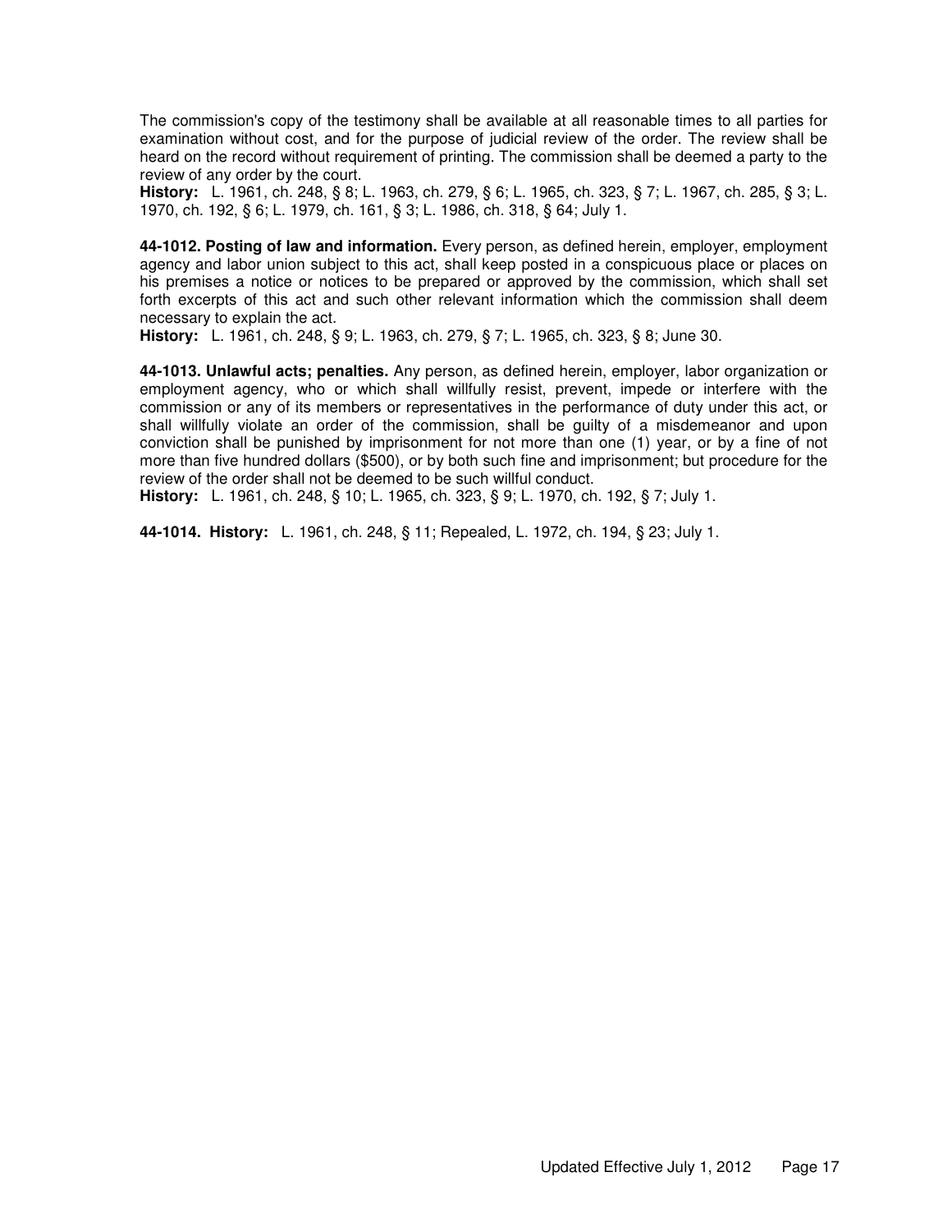The commission's copy of the testimony shall be available at all reasonable times to all parties for examination without cost, and for the purpose of judicial review of the order. The review shall be heard on the record without requirement of printing. The commission shall be deemed a party to the review of any order by the court.

**History:** L. 1961, ch. 248, § 8; L. 1963, ch. 279, § 6; L. 1965, ch. 323, § 7; L. 1967, ch. 285, § 3; L. 1970, ch. 192, § 6; L. 1979, ch. 161, § 3; L. 1986, ch. 318, § 64; July 1.

**44-1012. Posting of law and information.** Every person, as defined herein, employer, employment agency and labor union subject to this act, shall keep posted in a conspicuous place or places on his premises a notice or notices to be prepared or approved by the commission, which shall set forth excerpts of this act and such other relevant information which the commission shall deem necessary to explain the act.

**History:** L. 1961, ch. 248, § 9; L. 1963, ch. 279, § 7; L. 1965, ch. 323, § 8; June 30.

**44-1013. Unlawful acts; penalties.** Any person, as defined herein, employer, labor organization or employment agency, who or which shall willfully resist, prevent, impede or interfere with the commission or any of its members or representatives in the performance of duty under this act, or shall willfully violate an order of the commission, shall be guilty of a misdemeanor and upon conviction shall be punished by imprisonment for not more than one (1) year, or by a fine of not more than five hundred dollars ($500), or by both such fine and imprisonment; but procedure for the review of the order shall not be deemed to be such willful conduct.

**History:** L. 1961, ch. 248, § 10; L. 1965, ch. 323, § 9; L. 1970, ch. 192, § 7; July 1.

**44-1014. History:** L. 1961, ch. 248, § 11; Repealed, L. 1972, ch. 194, § 23; July 1.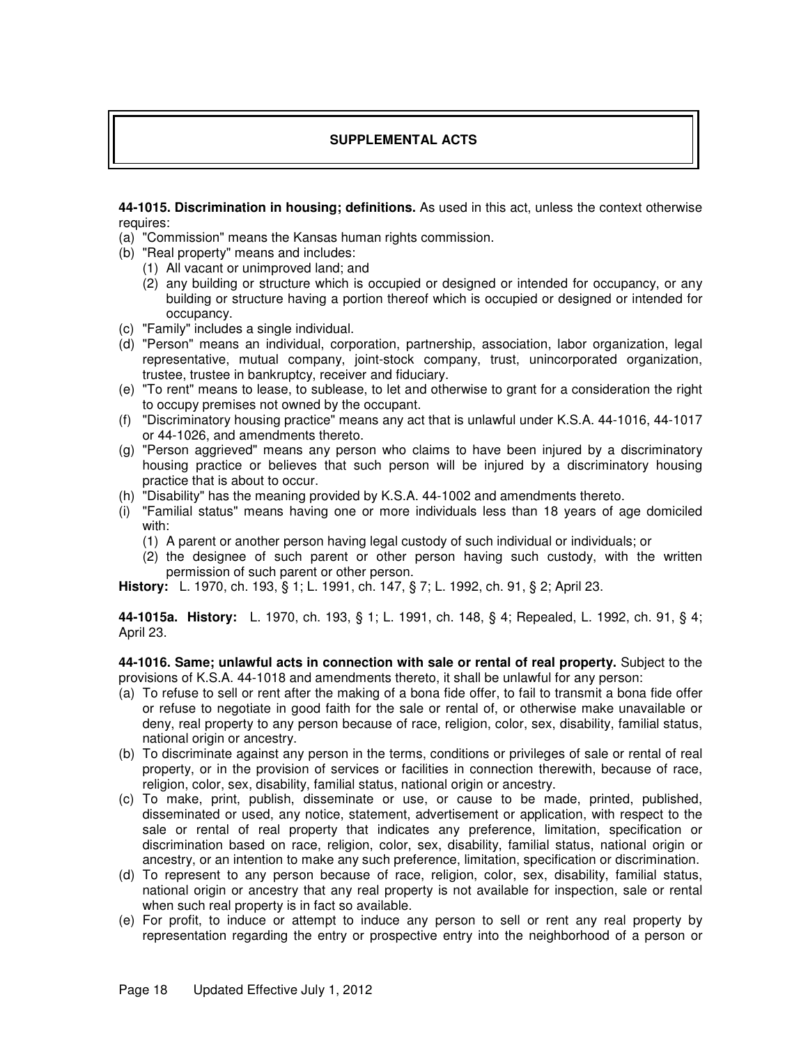# SUPPLEMENTAL ACTS

**44-1015. Discrimination in housing; definitions.** As used in this act, unless the context otherwise requires:

(a) "Commission" means the Kansas human rights commission.

(b) "Real property" means and includes:

   (1) All vacant or unimproved land; and

   (2) any building or structure which is occupied or designed or intended for occupancy, or any building or structure having a portion thereof which is occupied or designed or intended for occupancy.

(c) "Family" includes a single individual.

(d) "Person" means an individual, corporation, partnership, association, labor organization, legal representative, mutual company, joint-stock company, trust, unincorporated organization, trustee, trustee in bankruptcy, receiver and fiduciary.

(e) "To rent" means to lease, to sublease, to let and otherwise to grant for a consideration the right to occupy premises not owned by the occupant.

(f) "Discriminatory housing practice" means any act that is unlawful under K.S.A. 44-1016, 44-1017 or 44-1026, and amendments thereto.

(g) "Person aggrieved" means any person who claims to have been injured by a discriminatory housing practice or believes that such person will be injured by a discriminatory housing practice that is about to occur.

(h) "Disability" has the meaning provided by K.S.A. 44-1002 and amendments thereto.

(i) "Familial status" means having one or more individuals less than 18 years of age domiciled with:

   (1) A parent or another person having legal custody of such individual or individuals; or

   (2) the designee of such parent or other person having such custody, with the written permission of such parent or other person.

**History:** L. 1970, ch. 193, § 1; L. 1991, ch. 147, § 7; L. 1992, ch. 91, § 2; April 23.

**44-1015a. History:** L. 1970, ch. 193, § 1; L. 1991, ch. 148, § 4; Repealed, L. 1992, ch. 91, § 4; April 23.

**44-1016. Same; unlawful acts in connection with sale or rental of real property.** Subject to the provisions of K.S.A. 44-1018 and amendments thereto, it shall be unlawful for any person:

(a) To refuse to sell or rent after the making of a bona fide offer, to fail to transmit a bona fide offer or refuse to negotiate in good faith for the sale or rental of, or otherwise make unavailable or deny, real property to any person because of race, religion, color, sex, disability, familial status, national origin or ancestry.

(b) To discriminate against any person in the terms, conditions or privileges of sale or rental of real property, or in the provision of services or facilities in connection therewith, because of race, religion, color, sex, disability, familial status, national origin or ancestry.

(c) To make, print, publish, disseminate or use, or cause to be made, printed, published, disseminated or used, any notice, statement, advertisement or application, with respect to the sale or rental of real property that indicates any preference, limitation, specification or discrimination based on race, religion, color, sex, disability, familial status, national origin or ancestry, or an intention to make any such preference, limitation, specification or discrimination.

(d) To represent to any person because of race, religion, color, sex, disability, familial status, national origin or ancestry that any real property is not available for inspection, sale or rental when such real property is in fact so available.

(e) For profit, to induce or attempt to induce any person to sell or rent any real property by representation regarding the entry or prospective entry into the neighborhood of a person or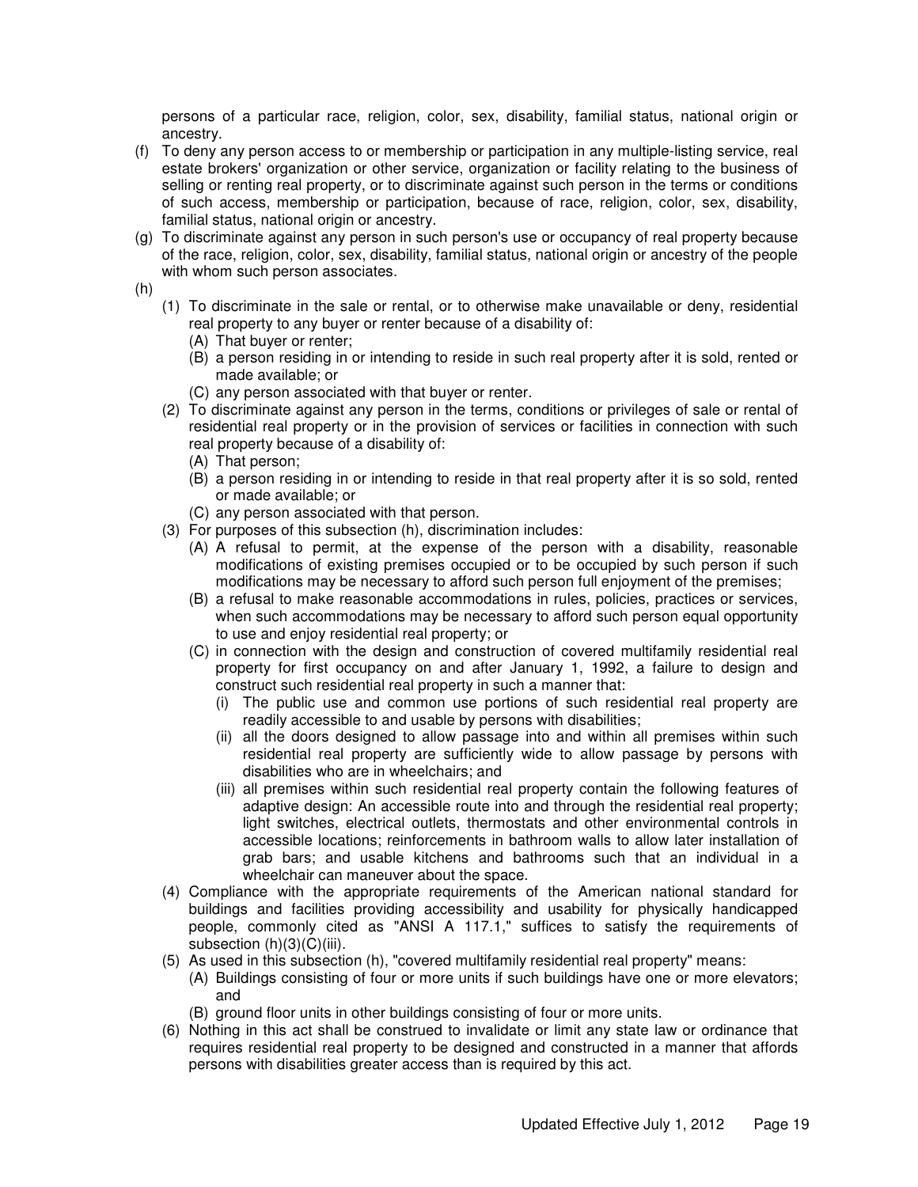persons of a particular race, religion, color, sex, disability, familial status, national origin or ancestry.

(f) To deny any person access to or membership or participation in any multiple-listing service, real estate brokers' organization or other service, organization or facility relating to the business of selling or renting real property, or to discriminate against such person in the terms or conditions of such access, membership or participation, because of race, religion, color, sex, disability, familial status, national origin or ancestry.

(g) To discriminate against any person in such person's use or occupancy of real property because of the race, religion, color, sex, disability, familial status, national origin or ancestry of the people with whom such person associates.

(h)

- (1) To discriminate in the sale or rental, or to otherwise make unavailable or deny, residential real property to any buyer or renter because of a disability of:
  - (A) That buyer or renter;
  - (B) a person residing in or intending to reside in such real property after it is sold, rented or made available; or
  - (C) any person associated with that buyer or renter.
- (2) To discriminate against any person in the terms, conditions or privileges of sale or rental of residential real property or in the provision of services or facilities in connection with such real property because of a disability of:
  - (A) That person;
  - (B) a person residing in or intending to reside in that real property after it is so sold, rented or made available; or
  - (C) any person associated with that person.
- (3) For purposes of this subsection (h), discrimination includes:
  - (A) A refusal to permit, at the expense of the person with a disability, reasonable modifications of existing premises occupied or to be occupied by such person if such modifications may be necessary to afford such person full enjoyment of the premises;
  - (B) a refusal to make reasonable accommodations in rules, policies, practices or services, when such accommodations may be necessary to afford such person equal opportunity to use and enjoy residential real property; or
  - (C) in connection with the design and construction of covered multifamily residential real property for first occupancy on and after January 1, 1992, a failure to design and construct such residential real property in such a manner that:
    - (i) The public use and common use portions of such residential real property are readily accessible to and usable by persons with disabilities;
    - (ii) all the doors designed to allow passage into and within all premises within such residential real property are sufficiently wide to allow passage by persons with disabilities who are in wheelchairs; and
    - (iii) all premises within such residential real property contain the following features of adaptive design: An accessible route into and through the residential real property; light switches, electrical outlets, thermostats and other environmental controls in accessible locations; reinforcements in bathroom walls to allow later installation of grab bars; and usable kitchens and bathrooms such that an individual in a wheelchair can maneuver about the space.
- (4) Compliance with the appropriate requirements of the American national standard for buildings and facilities providing accessibility and usability for physically handicapped people, commonly cited as "ANSI A 117.1," suffices to satisfy the requirements of subsection (h)(3)(C)(iii).
- (5) As used in this subsection (h), "covered multifamily residential real property" means:
  - (A) Buildings consisting of four or more units if such buildings have one or more elevators; and
  - (B) ground floor units in other buildings consisting of four or more units.
- (6) Nothing in this act shall be construed to invalidate or limit any state law or ordinance that requires residential real property to be designed and constructed in a manner that affords persons with disabilities greater access than is required by this act.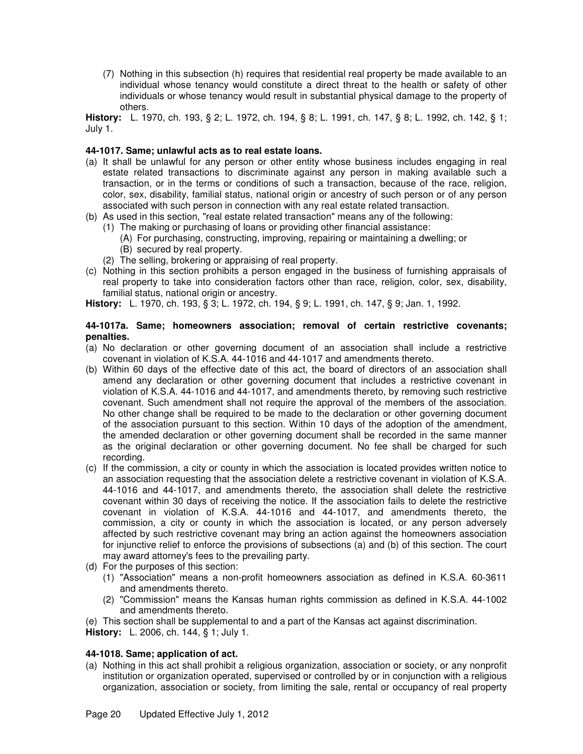(7) Nothing in this subsection (h) requires that residential real property be made available to an individual whose tenancy would constitute a direct threat to the health or safety of other individuals or whose tenancy would result in substantial physical damage to the property of others.

**History:** L. 1970, ch. 193, § 2; L. 1972, ch. 194, § 8; L. 1991, ch. 147, § 8; L. 1992, ch. 142, § 1; July 1.

**44-1017. Same; unlawful acts as to real estate loans.**

(a) It shall be unlawful for any person or other entity whose business includes engaging in real estate related transactions to discriminate against any person in making available such a transaction, or in the terms or conditions of such a transaction, because of the race, religion, color, sex, disability, familial status, national origin or ancestry of such person or of any person associated with such person in connection with any real estate related transaction.

(b) As used in this section, "real estate related transaction" means any of the following:
   (1) The making or purchasing of loans or providing other financial assistance:
      (A) For purchasing, constructing, improving, repairing or maintaining a dwelling; or
      (B) secured by real property.
   (2) The selling, brokering or appraising of real property.

(c) Nothing in this section prohibits a person engaged in the business of furnishing appraisals of real property to take into consideration factors other than race, religion, color, sex, disability, familial status, national origin or ancestry.

**History:** L. 1970, ch. 193, § 3; L. 1972, ch. 194, § 9; L. 1991, ch. 147, § 9; Jan. 1, 1992.

**44-1017a. Same; homeowners association; removal of certain restrictive covenants; penalties.**

(a) No declaration or other governing document of an association shall include a restrictive covenant in violation of K.S.A. 44-1016 and 44-1017 and amendments thereto.

(b) Within 60 days of the effective date of this act, the board of directors of an association shall amend any declaration or other governing document that includes a restrictive covenant in violation of K.S.A. 44-1016 and 44-1017, and amendments thereto, by removing such restrictive covenant. Such amendment shall not require the approval of the members of the association. No other change shall be required to be made to the declaration or other governing document of the association pursuant to this section. Within 10 days of the adoption of the amendment, the amended declaration or other governing document shall be recorded in the same manner as the original declaration or other governing document. No fee shall be charged for such recording.

(c) If the commission, a city or county in which the association is located provides written notice to an association requesting that the association delete a restrictive covenant in violation of K.S.A. 44-1016 and 44-1017, and amendments thereto, the association shall delete the restrictive covenant within 30 days of receiving the notice. If the association fails to delete the restrictive covenant in violation of K.S.A. 44-1016 and 44-1017, and amendments thereto, the commission, a city or county in which the association is located, or any person adversely affected by such restrictive covenant may bring an action against the homeowners association for injunctive relief to enforce the provisions of subsections (a) and (b) of this section. The court may award attorney's fees to the prevailing party.

(d) For the purposes of this section:
   (1) "Association" means a non-profit homeowners association as defined in K.S.A. 60-3611 and amendments thereto.
   (2) "Commission" means the Kansas human rights commission as defined in K.S.A. 44-1002 and amendments thereto.

(e) This section shall be supplemental to and a part of the Kansas act against discrimination.

**History:** L. 2006, ch. 144, § 1; July 1.

**44-1018. Same; application of act.**

(a) Nothing in this act shall prohibit a religious organization, association or society, or any nonprofit institution or organization operated, supervised or controlled by or in conjunction with a religious organization, association or society, from limiting the sale, rental or occupancy of real property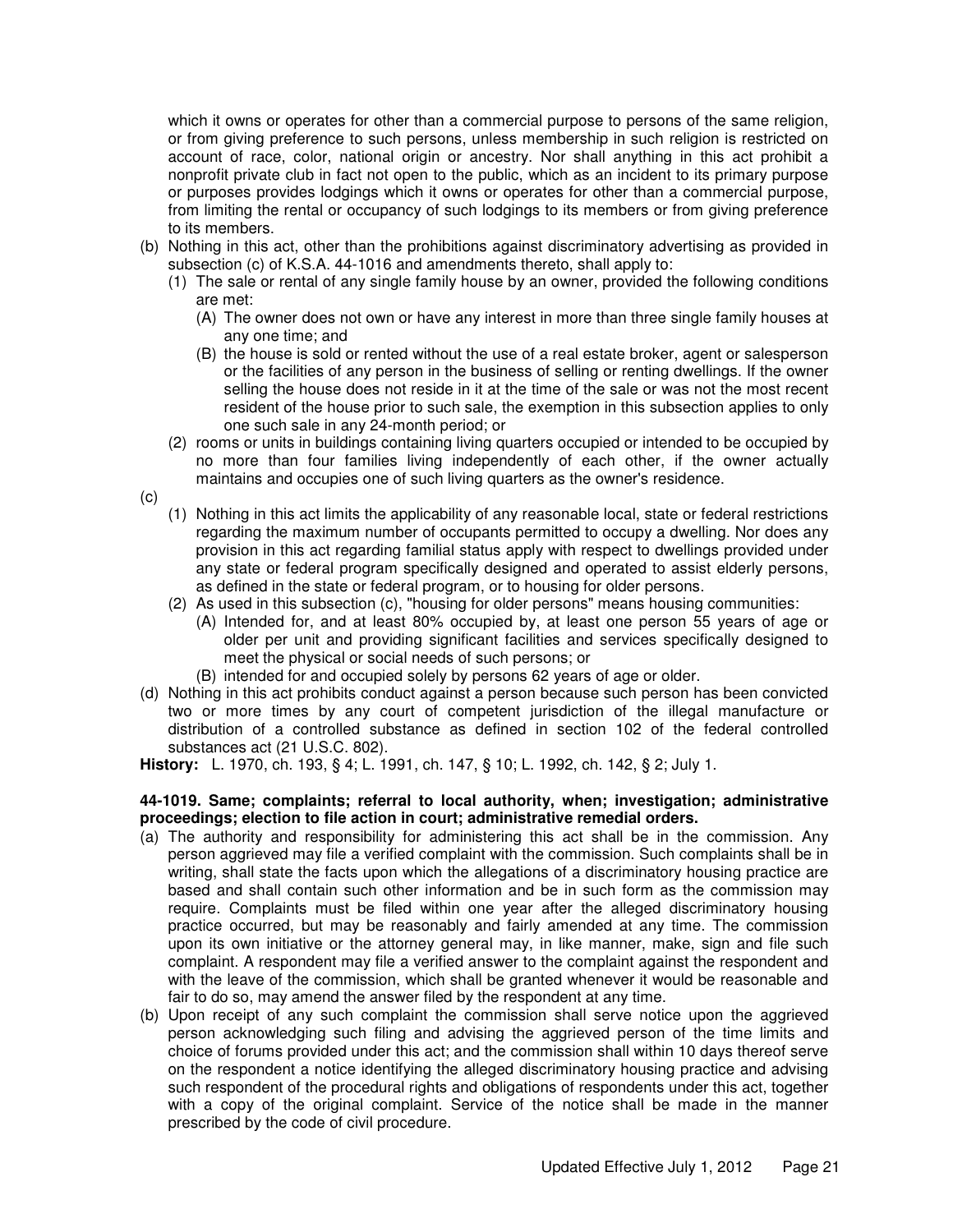which it owns or operates for other than a commercial purpose to persons of the same religion, or from giving preference to such persons, unless membership in such religion is restricted on account of race, color, national origin or ancestry. Nor shall anything in this act prohibit a nonprofit private club in fact not open to the public, which as an incident to its primary purpose or purposes provides lodgings which it owns or operates for other than a commercial purpose, from limiting the rental or occupancy of such lodgings to its members or from giving preference to its members.

(b) Nothing in this act, other than the prohibitions against discriminatory advertising as provided in subsection (c) of K.S.A. 44-1016 and amendments thereto, shall apply to:
   (1) The sale or rental of any single family house by an owner, provided the following conditions are met:
      (A) The owner does not own or have any interest in more than three single family houses at any one time; and
      (B) the house is sold or rented without the use of a real estate broker, agent or salesperson or the facilities of any person in the business of selling or renting dwellings. If the owner selling the house does not reside in it at the time of the sale or was not the most recent resident of the house prior to such sale, the exemption in this subsection applies to only one such sale in any 24-month period; or
   (2) rooms or units in buildings containing living quarters occupied or intended to be occupied by no more than four families living independently of each other, if the owner actually maintains and occupies one of such living quarters as the owner's residence.

(c)
   (1) Nothing in this act limits the applicability of any reasonable local, state or federal restrictions regarding the maximum number of occupants permitted to occupy a dwelling. Nor does any provision in this act regarding familial status apply with respect to dwellings provided under any state or federal program specifically designed and operated to assist elderly persons, as defined in the state or federal program, or to housing for older persons.
   (2) As used in this subsection (c), "housing for older persons" means housing communities:
      (A) Intended for, and at least 80% occupied by, at least one person 55 years of age or older per unit and providing significant facilities and services specifically designed to meet the physical or social needs of such persons; or
      (B) intended for and occupied solely by persons 62 years of age or older.

(d) Nothing in this act prohibits conduct against a person because such person has been convicted two or more times by any court of competent jurisdiction of the illegal manufacture or distribution of a controlled substance as defined in section 102 of the federal controlled substances act (21 U.S.C. 802).

**History:** L. 1970, ch. 193, § 4; L. 1991, ch. 147, § 10; L. 1992, ch. 142, § 2; July 1.

**44-1019. Same; complaints; referral to local authority, when; investigation; administrative proceedings; election to file action in court; administrative remedial orders.**

(a) The authority and responsibility for administering this act shall be in the commission. Any person aggrieved may file a verified complaint with the commission. Such complaints shall be in writing, shall state the facts upon which the allegations of a discriminatory housing practice are based and shall contain such other information and be in such form as the commission may require. Complaints must be filed within one year after the alleged discriminatory housing practice occurred, but may be reasonably and fairly amended at any time. The commission upon its own initiative or the attorney general may, in like manner, make, sign and file such complaint. A respondent may file a verified answer to the complaint against the respondent and with the leave of the commission, which shall be granted whenever it would be reasonable and fair to do so, may amend the answer filed by the respondent at any time.

(b) Upon receipt of any such complaint the commission shall serve notice upon the aggrieved person acknowledging such filing and advising the aggrieved person of the time limits and choice of forums provided under this act; and the commission shall within 10 days thereof serve on the respondent a notice identifying the alleged discriminatory housing practice and advising such respondent of the procedural rights and obligations of respondents under this act, together with a copy of the original complaint. Service of the notice shall be made in the manner prescribed by the code of civil procedure.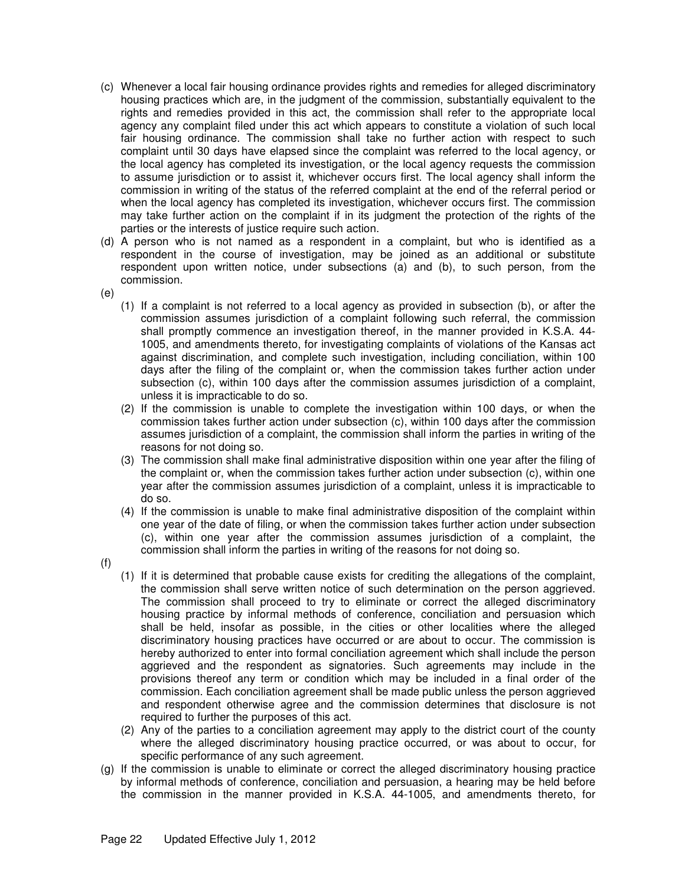(c) Whenever a local fair housing ordinance provides rights and remedies for alleged discriminatory housing practices which are, in the judgment of the commission, substantially equivalent to the rights and remedies provided in this act, the commission shall refer to the appropriate local agency any complaint filed under this act which appears to constitute a violation of such local fair housing ordinance. The commission shall take no further action with respect to such complaint until 30 days have elapsed since the complaint was referred to the local agency, or the local agency has completed its investigation, or the local agency requests the commission to assume jurisdiction or to assist it, whichever occurs first. The local agency shall inform the commission in writing of the status of the referred complaint at the end of the referral period or when the local agency has completed its investigation, whichever occurs first. The commission may take further action on the complaint if in its judgment the protection of the rights of the parties or the interests of justice require such action.

(d) A person who is not named as a respondent in a complaint, but who is identified as a respondent in the course of investigation, may be joined as an additional or substitute respondent upon written notice, under subsections (a) and (b), to such person, from the commission.

(e)

(1) If a complaint is not referred to a local agency as provided in subsection (b), or after the commission assumes jurisdiction of a complaint following such referral, the commission shall promptly commence an investigation thereof, in the manner provided in K.S.A. 44-1005, and amendments thereto, for investigating complaints of violations of the Kansas act against discrimination, and complete such investigation, including conciliation, within 100 days after the filing of the complaint or, when the commission takes further action under subsection (c), within 100 days after the commission assumes jurisdiction of a complaint, unless it is impracticable to do so.

(2) If the commission is unable to complete the investigation within 100 days, or when the commission takes further action under subsection (c), within 100 days after the commission assumes jurisdiction of a complaint, the commission shall inform the parties in writing of the reasons for not doing so.

(3) The commission shall make final administrative disposition within one year after the filing of the complaint or, when the commission takes further action under subsection (c), within one year after the commission assumes jurisdiction of a complaint, unless it is impracticable to do so.

(4) If the commission is unable to make final administrative disposition of the complaint within one year of the date of filing, or when the commission takes further action under subsection (c), within one year after the commission assumes jurisdiction of a complaint, the commission shall inform the parties in writing of the reasons for not doing so.

(f)

(1) If it is determined that probable cause exists for crediting the allegations of the complaint, the commission shall serve written notice of such determination on the person aggrieved. The commission shall proceed to try to eliminate or correct the alleged discriminatory housing practice by informal methods of conference, conciliation and persuasion which shall be held, insofar as possible, in the cities or other localities where the alleged discriminatory housing practices have occurred or are about to occur. The commission is hereby authorized to enter into formal conciliation agreement which shall include the person aggrieved and the respondent as signatories. Such agreements may include in the provisions thereof any term or condition which may be included in a final order of the commission. Each conciliation agreement shall be made public unless the person aggrieved and respondent otherwise agree and the commission determines that disclosure is not required to further the purposes of this act.

(2) Any of the parties to a conciliation agreement may apply to the district court of the county where the alleged discriminatory housing practice occurred, or was about to occur, for specific performance of any such agreement.

(g) If the commission is unable to eliminate or correct the alleged discriminatory housing practice by informal methods of conference, conciliation and persuasion, a hearing may be held before the commission in the manner provided in K.S.A. 44-1005, and amendments thereto, for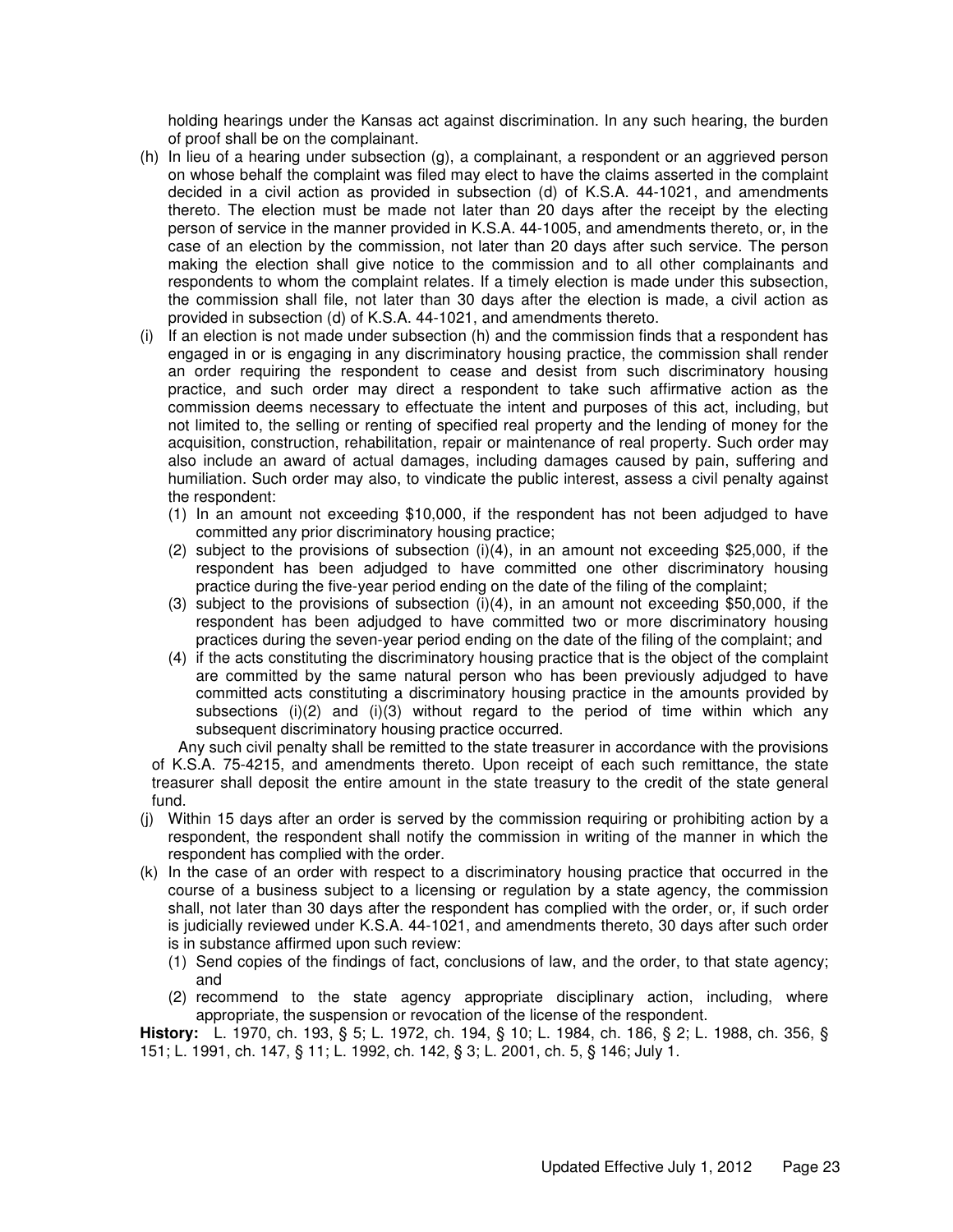holding hearings under the Kansas act against discrimination. In any such hearing, the burden of proof shall be on the complainant.

(h) In lieu of a hearing under subsection (g), a complainant, a respondent or an aggrieved person on whose behalf the complaint was filed may elect to have the claims asserted in the complaint decided in a civil action as provided in subsection (d) of K.S.A. 44-1021, and amendments thereto. The election must be made not later than 20 days after the receipt by the electing person of service in the manner provided in K.S.A. 44-1005, and amendments thereto, or, in the case of an election by the commission, not later than 20 days after such service. The person making the election shall give notice to the commission and to all other complainants and respondents to whom the complaint relates. If a timely election is made under this subsection, the commission shall file, not later than 30 days after the election is made, a civil action as provided in subsection (d) of K.S.A. 44-1021, and amendments thereto.

(i) If an election is not made under subsection (h) and the commission finds that a respondent has engaged in or is engaging in any discriminatory housing practice, the commission shall render an order requiring the respondent to cease and desist from such discriminatory housing practice, and such order may direct a respondent to take such affirmative action as the commission deems necessary to effectuate the intent and purposes of this act, including, but not limited to, the selling or renting of specified real property and the lending of money for the acquisition, construction, rehabilitation, repair or maintenance of real property. Such order may also include an award of actual damages, including damages caused by pain, suffering and humiliation. Such order may also, to vindicate the public interest, assess a civil penalty against the respondent:
   (1) In an amount not exceeding $10,000, if the respondent has not been adjudged to have committed any prior discriminatory housing practice;
   (2) subject to the provisions of subsection (i)(4), in an amount not exceeding $25,000, if the respondent has been adjudged to have committed one other discriminatory housing practice during the five-year period ending on the date of the filing of the complaint;
   (3) subject to the provisions of subsection (i)(4), in an amount not exceeding $50,000, if the respondent has been adjudged to have committed two or more discriminatory housing practices during the seven-year period ending on the date of the filing of the complaint; and
   (4) if the acts constituting the discriminatory housing practice that is the object of the complaint are committed by the same natural person who has been previously adjudged to have committed acts constituting a discriminatory housing practice in the amounts provided by subsections (i)(2) and (i)(3) without regard to the period of time within which any subsequent discriminatory housing practice occurred.

   Any such civil penalty shall be remitted to the state treasurer in accordance with the provisions of K.S.A. 75-4215, and amendments thereto. Upon receipt of each such remittance, the state treasurer shall deposit the entire amount in the state treasury to the credit of the state general fund.

(j) Within 15 days after an order is served by the commission requiring or prohibiting action by a respondent, the respondent shall notify the commission in writing of the manner in which the respondent has complied with the order.

(k) In the case of an order with respect to a discriminatory housing practice that occurred in the course of a business subject to a licensing or regulation by a state agency, the commission shall, not later than 30 days after the respondent has complied with the order, or, if such order is judicially reviewed under K.S.A. 44-1021, and amendments thereto, 30 days after such order is in substance affirmed upon such review:
   (1) Send copies of the findings of fact, conclusions of law, and the order, to that state agency; and
   (2) recommend to the state agency appropriate disciplinary action, including, where appropriate, the suspension or revocation of the license of the respondent.

**History:** L. 1970, ch. 193, § 5; L. 1972, ch. 194, § 10; L. 1984, ch. 186, § 2; L. 1988, ch. 356, § 151; L. 1991, ch. 147, § 11; L. 1992, ch. 142, § 3; L. 2001, ch. 5, § 146; July 1.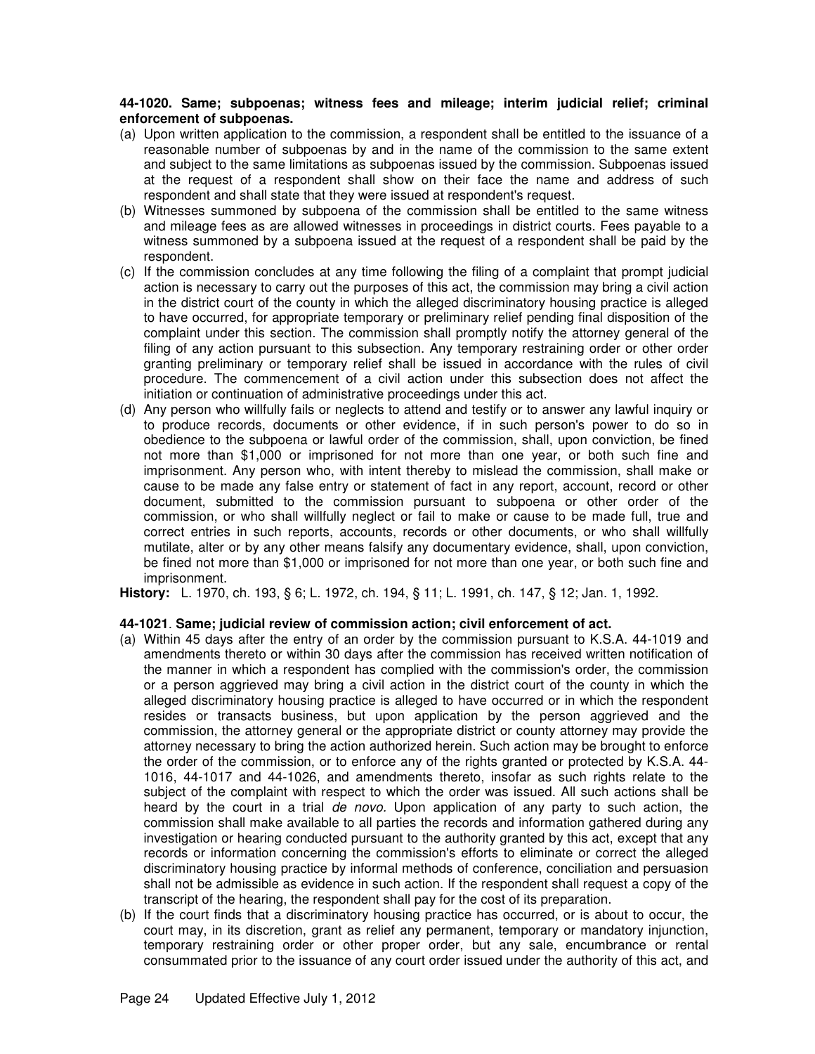**44-1020. Same; subpoenas; witness fees and mileage; interim judicial relief; criminal enforcement of subpoenas.**

(a) Upon written application to the commission, a respondent shall be entitled to the issuance of a reasonable number of subpoenas by and in the name of the commission to the same extent and subject to the same limitations as subpoenas issued by the commission. Subpoenas issued at the request of a respondent shall show on their face the name and address of such respondent and shall state that they were issued at respondent's request.

(b) Witnesses summoned by subpoena of the commission shall be entitled to the same witness and mileage fees as are allowed witnesses in proceedings in district courts. Fees payable to a witness summoned by a subpoena issued at the request of a respondent shall be paid by the respondent.

(c) If the commission concludes at any time following the filing of a complaint that prompt judicial action is necessary to carry out the purposes of this act, the commission may bring a civil action in the district court of the county in which the alleged discriminatory housing practice is alleged to have occurred, for appropriate temporary or preliminary relief pending final disposition of the complaint under this section. The commission shall promptly notify the attorney general of the filing of any action pursuant to this subsection. Any temporary restraining order or other order granting preliminary or temporary relief shall be issued in accordance with the rules of civil procedure. The commencement of a civil action under this subsection does not affect the initiation or continuation of administrative proceedings under this act.

(d) Any person who willfully fails or neglects to attend and testify or to answer any lawful inquiry or to produce records, documents or other evidence, if in such person's power to do so in obedience to the subpoena or lawful order of the commission, shall, upon conviction, be fined not more than $1,000 or imprisoned for not more than one year, or both such fine and imprisonment. Any person who, with intent thereby to mislead the commission, shall make or cause to be made any false entry or statement of fact in any report, account, record or other document, submitted to the commission pursuant to subpoena or other order of the commission, or who shall willfully neglect or fail to make or cause to be made full, true and correct entries in such reports, accounts, records or other documents, or who shall willfully mutilate, alter or by any other means falsify any documentary evidence, shall, upon conviction, be fined not more than $1,000 or imprisoned for not more than one year, or both such fine and imprisonment.

**History:** L. 1970, ch. 193, § 6; L. 1972, ch. 194, § 11; L. 1991, ch. 147, § 12; Jan. 1, 1992.

**44-1021. Same; judicial review of commission action; civil enforcement of act.**

(a) Within 45 days after the entry of an order by the commission pursuant to K.S.A. 44-1019 and amendments thereto or within 30 days after the commission has received written notification of the manner in which a respondent has complied with the commission's order, the commission or a person aggrieved may bring a civil action in the district court of the county in which the alleged discriminatory housing practice is alleged to have occurred or in which the respondent resides or transacts business, but upon application by the person aggrieved and the commission, the attorney general or the appropriate district or county attorney may provide the attorney necessary to bring the action authorized herein. Such action may be brought to enforce the order of the commission, or to enforce any of the rights granted or protected by K.S.A. 44-1016, 44-1017 and 44-1026, and amendments thereto, insofar as such rights relate to the subject of the complaint with respect to which the order was issued. All such actions shall be heard by the court in a trial *de novo.* Upon application of any party to such action, the commission shall make available to all parties the records and information gathered during any investigation or hearing conducted pursuant to the authority granted by this act, except that any records or information concerning the commission's efforts to eliminate or correct the alleged discriminatory housing practice by informal methods of conference, conciliation and persuasion shall not be admissible as evidence in such action. If the respondent shall request a copy of the transcript of the hearing, the respondent shall pay for the cost of its preparation.

(b) If the court finds that a discriminatory housing practice has occurred, or is about to occur, the court may, in its discretion, grant as relief any permanent, temporary or mandatory injunction, temporary restraining order or other proper order, but any sale, encumbrance or rental consummated prior to the issuance of any court order issued under the authority of this act, and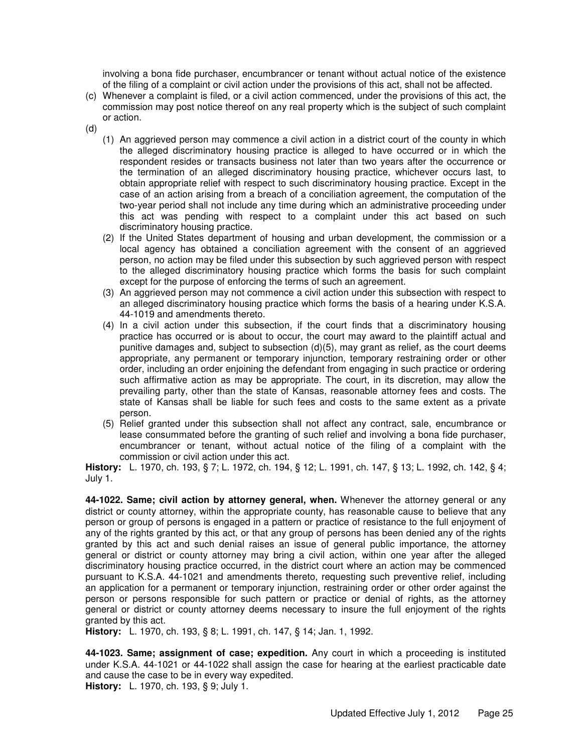involving a bona fide purchaser, encumbrancer or tenant without actual notice of the existence of the filing of a complaint or civil action under the provisions of this act, shall not be affected.

(c) Whenever a complaint is filed, or a civil action commenced, under the provisions of this act, the commission may post notice thereof on any real property which is the subject of such complaint or action.

(d)

(1) An aggrieved person may commence a civil action in a district court of the county in which the alleged discriminatory housing practice is alleged to have occurred or in which the respondent resides or transacts business not later than two years after the occurrence or the termination of an alleged discriminatory housing practice, whichever occurs last, to obtain appropriate relief with respect to such discriminatory housing practice. Except in the case of an action arising from a breach of a conciliation agreement, the computation of the two-year period shall not include any time during which an administrative proceeding under this act was pending with respect to a complaint under this act based on such discriminatory housing practice.

(2) If the United States department of housing and urban development, the commission or a local agency has obtained a conciliation agreement with the consent of an aggrieved person, no action may be filed under this subsection by such aggrieved person with respect to the alleged discriminatory housing practice which forms the basis for such complaint except for the purpose of enforcing the terms of such an agreement.

(3) An aggrieved person may not commence a civil action under this subsection with respect to an alleged discriminatory housing practice which forms the basis of a hearing under K.S.A. 44-1019 and amendments thereto.

(4) In a civil action under this subsection, if the court finds that a discriminatory housing practice has occurred or is about to occur, the court may award to the plaintiff actual and punitive damages and, subject to subsection (d)(5), may grant as relief, as the court deems appropriate, any permanent or temporary injunction, temporary restraining order or other order, including an order enjoining the defendant from engaging in such practice or ordering such affirmative action as may be appropriate. The court, in its discretion, may allow the prevailing party, other than the state of Kansas, reasonable attorney fees and costs. The state of Kansas shall be liable for such fees and costs to the same extent as a private person.

(5) Relief granted under this subsection shall not affect any contract, sale, encumbrance or lease consummated before the granting of such relief and involving a bona fide purchaser, encumbrancer or tenant, without actual notice of the filing of a complaint with the commission or civil action under this act.

**History:** L. 1970, ch. 193, § 7; L. 1972, ch. 194, § 12; L. 1991, ch. 147, § 13; L. 1992, ch. 142, § 4; July 1.

**44-1022. Same; civil action by attorney general, when.** Whenever the attorney general or any district or county attorney, within the appropriate county, has reasonable cause to believe that any person or group of persons is engaged in a pattern or practice of resistance to the full enjoyment of any of the rights granted by this act, or that any group of persons has been denied any of the rights granted by this act and such denial raises an issue of general public importance, the attorney general or district or county attorney may bring a civil action, within one year after the alleged discriminatory housing practice occurred, in the district court where an action may be commenced pursuant to K.S.A. 44-1021 and amendments thereto, requesting such preventive relief, including an application for a permanent or temporary injunction, restraining order or other order against the person or persons responsible for such pattern or practice or denial of rights, as the attorney general or district or county attorney deems necessary to insure the full enjoyment of the rights granted by this act.

**History:** L. 1970, ch. 193, § 8; L. 1991, ch. 147, § 14; Jan. 1, 1992.

**44-1023. Same; assignment of case; expedition.** Any court in which a proceeding is instituted under K.S.A. 44-1021 or 44-1022 shall assign the case for hearing at the earliest practicable date and cause the case to be in every way expedited.

**History:** L. 1970, ch. 193, § 9; July 1.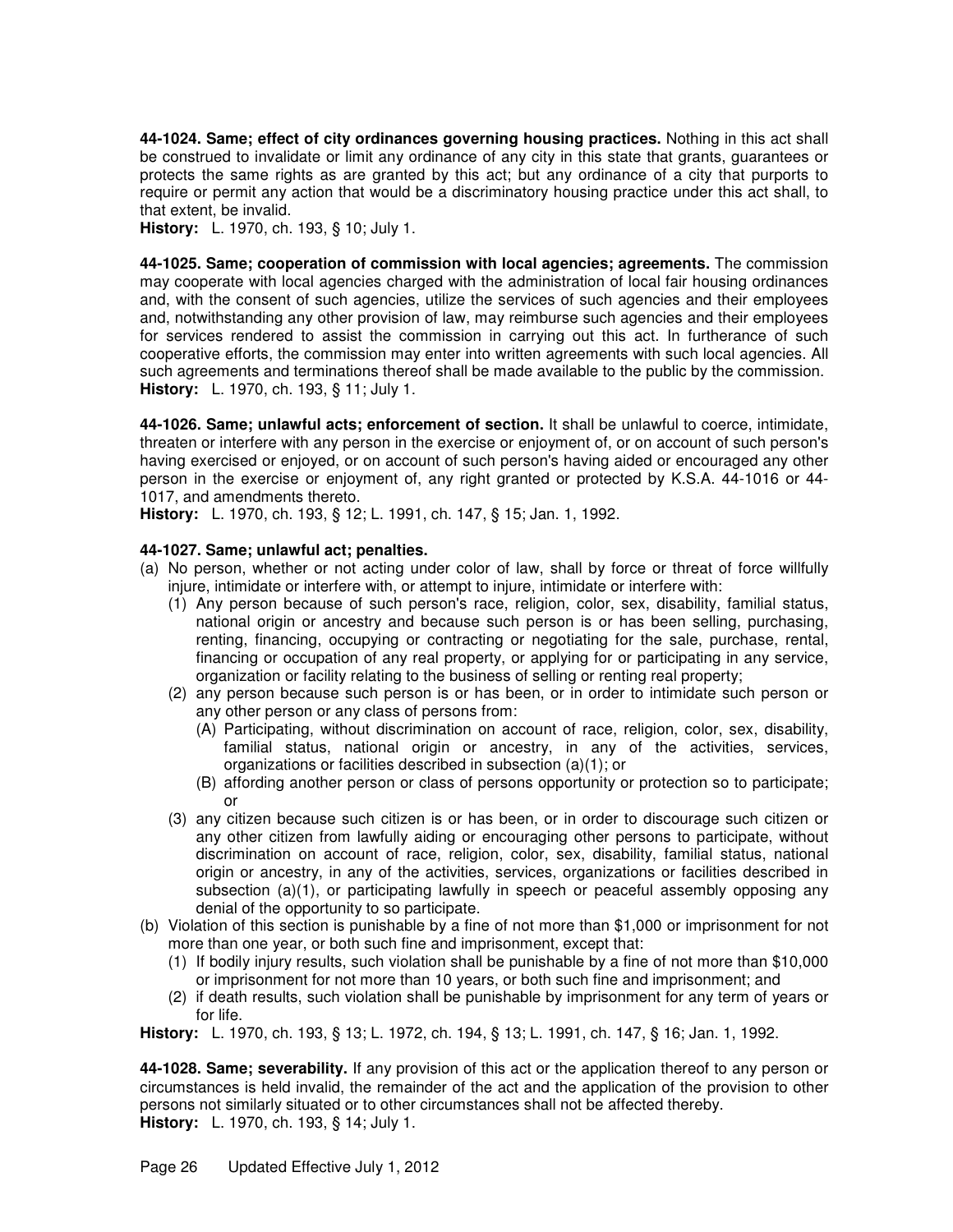**44-1024. Same; effect of city ordinances governing housing practices.** Nothing in this act shall be construed to invalidate or limit any ordinance of any city in this state that grants, guarantees or protects the same rights as are granted by this act; but any ordinance of a city that purports to require or permit any action that would be a discriminatory housing practice under this act shall, to that extent, be invalid.
**History:** L. 1970, ch. 193, § 10; July 1.

**44-1025. Same; cooperation of commission with local agencies; agreements.** The commission may cooperate with local agencies charged with the administration of local fair housing ordinances and, with the consent of such agencies, utilize the services of such agencies and their employees and, notwithstanding any other provision of law, may reimburse such agencies and their employees for services rendered to assist the commission in carrying out this act. In furtherance of such cooperative efforts, the commission may enter into written agreements with such local agencies. All such agreements and terminations thereof shall be made available to the public by the commission.
**History:** L. 1970, ch. 193, § 11; July 1.

**44-1026. Same; unlawful acts; enforcement of section.** It shall be unlawful to coerce, intimidate, threaten or interfere with any person in the exercise or enjoyment of, or on account of such person's having exercised or enjoyed, or on account of such person's having aided or encouraged any other person in the exercise or enjoyment of, any right granted or protected by K.S.A. 44-1016 or 44-1017, and amendments thereto.
**History:** L. 1970, ch. 193, § 12; L. 1991, ch. 147, § 15; Jan. 1, 1992.

**44-1027. Same; unlawful act; penalties.**

(a) No person, whether or not acting under color of law, shall by force or threat of force willfully injure, intimidate or interfere with, or attempt to injure, intimidate or interfere with:
   (1) Any person because of such person's race, religion, color, sex, disability, familial status, national origin or ancestry and because such person is or has been selling, purchasing, renting, financing, occupying or contracting or negotiating for the sale, purchase, rental, financing or occupation of any real property, or applying for or participating in any service, organization or facility relating to the business of selling or renting real property;
   (2) any person because such person is or has been, or in order to intimidate such person or any other person or any class of persons from:
      (A) Participating, without discrimination on account of race, religion, color, sex, disability, familial status, national origin or ancestry, in any of the activities, services, organizations or facilities described in subsection (a)(1); or
      (B) affording another person or class of persons opportunity or protection so to participate; or
   (3) any citizen because such citizen is or has been, or in order to discourage such citizen or any other citizen from lawfully aiding or encouraging other persons to participate, without discrimination on account of race, religion, color, sex, disability, familial status, national origin or ancestry, in any of the activities, services, organizations or facilities described in subsection (a)(1), or participating lawfully in speech or peaceful assembly opposing any denial of the opportunity to so participate.

(b) Violation of this section is punishable by a fine of not more than $1,000 or imprisonment for not more than one year, or both such fine and imprisonment, except that:
   (1) If bodily injury results, such violation shall be punishable by a fine of not more than $10,000 or imprisonment for not more than 10 years, or both such fine and imprisonment; and
   (2) if death results, such violation shall be punishable by imprisonment for any term of years or for life.

**History:** L. 1970, ch. 193, § 13; L. 1972, ch. 194, § 13; L. 1991, ch. 147, § 16; Jan. 1, 1992.

**44-1028. Same; severability.** If any provision of this act or the application thereof to any person or circumstances is held invalid, the remainder of the act and the application of the provision to other persons not similarly situated or to other circumstances shall not be affected thereby.
**History:** L. 1970, ch. 193, § 14; July 1.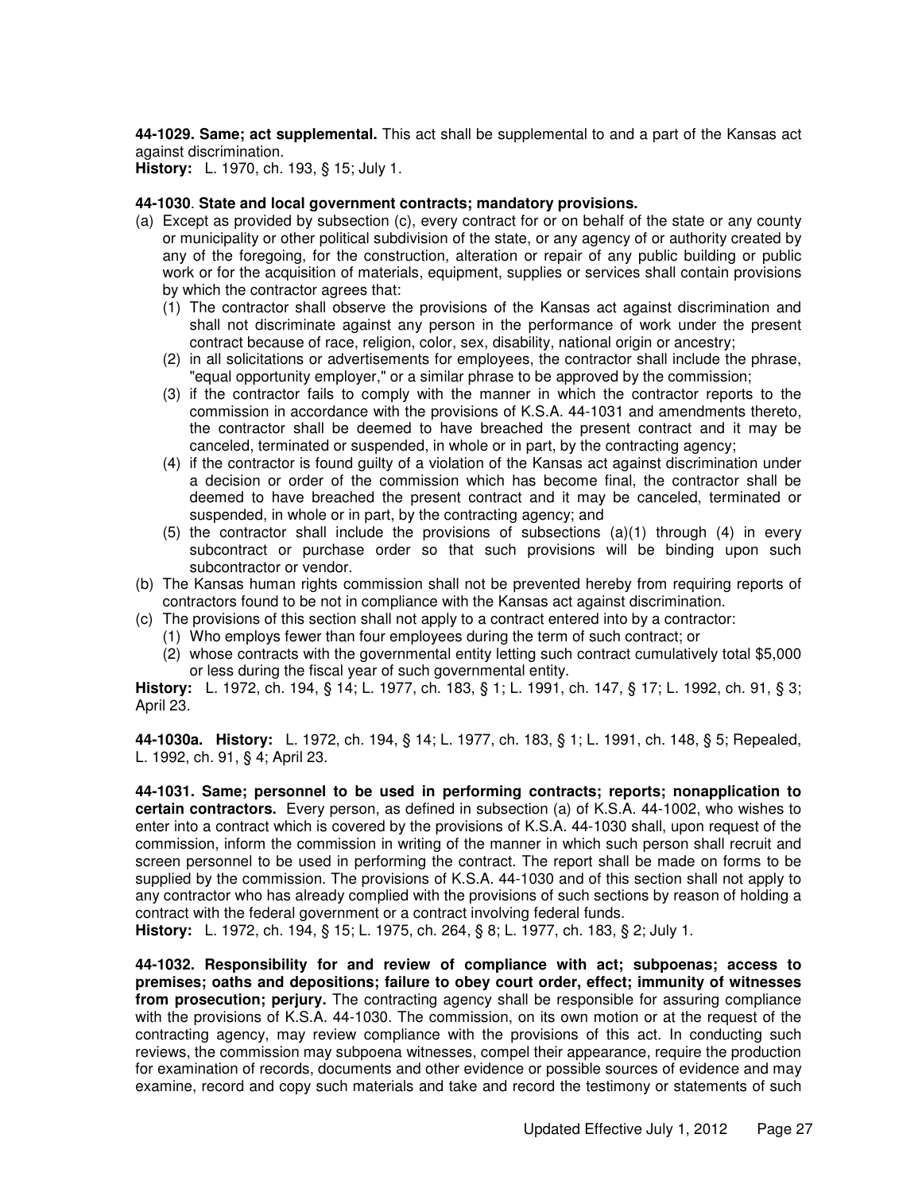**44-1029. Same; act supplemental.** This act shall be supplemental to and a part of the Kansas act against discrimination.

**History:** L. 1970, ch. 193, § 15; July 1.

**44-1030. State and local government contracts; mandatory provisions.**

(a) Except as provided by subsection (c), every contract for or on behalf of the state or any county or municipality or other political subdivision of the state, or any agency of or authority created by any of the foregoing, for the construction, alteration or repair of any public building or public work or for the acquisition of materials, equipment, supplies or services shall contain provisions by which the contractor agrees that:

   (1) The contractor shall observe the provisions of the Kansas act against discrimination and shall not discriminate against any person in the performance of work under the present contract because of race, religion, color, sex, disability, national origin or ancestry;

   (2) in all solicitations or advertisements for employees, the contractor shall include the phrase, "equal opportunity employer," or a similar phrase to be approved by the commission;

   (3) if the contractor fails to comply with the manner in which the contractor reports to the commission in accordance with the provisions of K.S.A. 44-1031 and amendments thereto, the contractor shall be deemed to have breached the present contract and it may be canceled, terminated or suspended, in whole or in part, by the contracting agency;

   (4) if the contractor is found guilty of a violation of the Kansas act against discrimination under a decision or order of the commission which has become final, the contractor shall be deemed to have breached the present contract and it may be canceled, terminated or suspended, in whole or in part, by the contracting agency; and

   (5) the contractor shall include the provisions of subsections (a)(1) through (4) in every subcontract or purchase order so that such provisions will be binding upon such subcontractor or vendor.

(b) The Kansas human rights commission shall not be prevented hereby from requiring reports of contractors found to be not in compliance with the Kansas act against discrimination.

(c) The provisions of this section shall not apply to a contract entered into by a contractor:

   (1) Who employs fewer than four employees during the term of such contract; or

   (2) whose contracts with the governmental entity letting such contract cumulatively total $5,000 or less during the fiscal year of such governmental entity.

**History:** L. 1972, ch. 194, § 14; L. 1977, ch. 183, § 1; L. 1991, ch. 147, § 17; L. 1992, ch. 91, § 3; April 23.

**44-1030a. History:** L. 1972, ch. 194, § 14; L. 1977, ch. 183, § 1; L. 1991, ch. 148, § 5; Repealed, L. 1992, ch. 91, § 4; April 23.

**44-1031. Same; personnel to be used in performing contracts; reports; nonapplication to certain contractors.** Every person, as defined in subsection (a) of K.S.A. 44-1002, who wishes to enter into a contract which is covered by the provisions of K.S.A. 44-1030 shall, upon request of the commission, inform the commission in writing of the manner in which such person shall recruit and screen personnel to be used in performing the contract. The report shall be made on forms to be supplied by the commission. The provisions of K.S.A. 44-1030 and of this section shall not apply to any contractor who has already complied with the provisions of such sections by reason of holding a contract with the federal government or a contract involving federal funds.

**History:** L. 1972, ch. 194, § 15; L. 1975, ch. 264, § 8; L. 1977, ch. 183, § 2; July 1.

**44-1032. Responsibility for and review of compliance with act; subpoenas; access to premises; oaths and depositions; failure to obey court order, effect; immunity of witnesses from prosecution; perjury.** The contracting agency shall be responsible for assuring compliance with the provisions of K.S.A. 44-1030. The commission, on its own motion or at the request of the contracting agency, may review compliance with the provisions of this act. In conducting such reviews, the commission may subpoena witnesses, compel their appearance, require the production for examination of records, documents and other evidence or possible sources of evidence and may examine, record and copy such materials and take and record the testimony or statements of such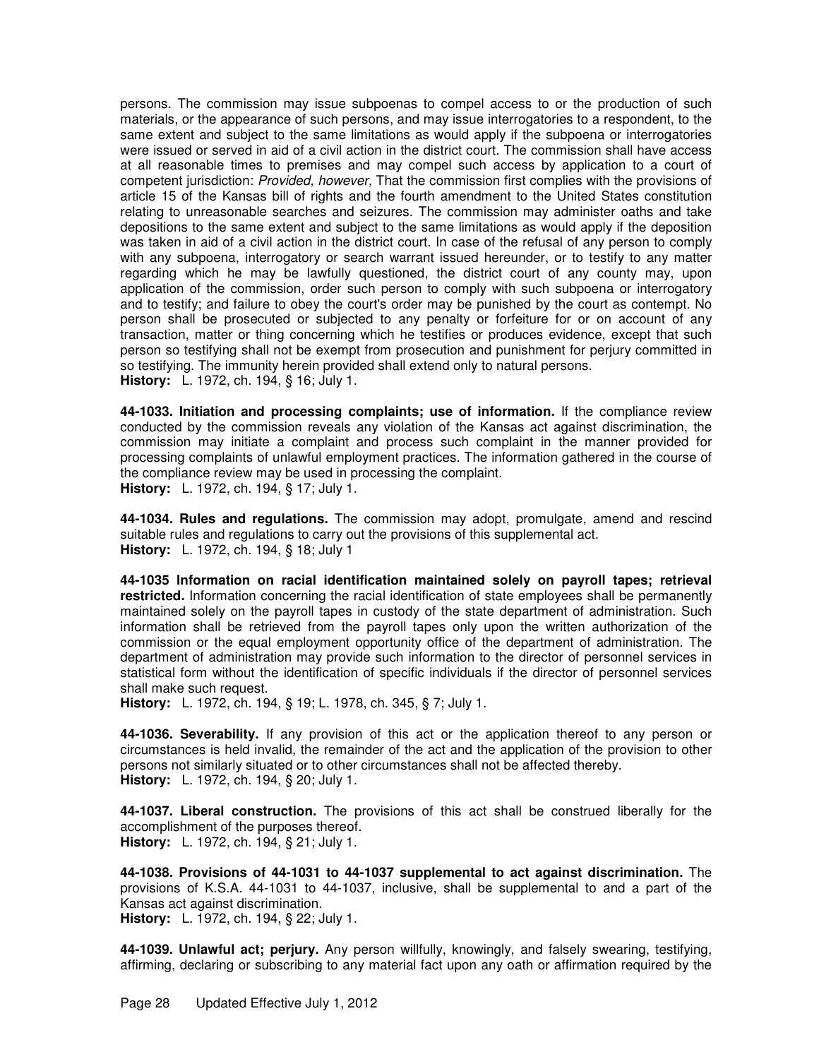persons. The commission may issue subpoenas to compel access to or the production of such materials, or the appearance of such persons, and may issue interrogatories to a respondent, to the same extent and subject to the same limitations as would apply if the subpoena or interrogatories were issued or served in aid of a civil action in the district court. The commission shall have access at all reasonable times to premises and may compel such access by application to a court of competent jurisdiction: *Provided, however,* That the commission first complies with the provisions of article 15 of the Kansas bill of rights and the fourth amendment to the United States constitution relating to unreasonable searches and seizures. The commission may administer oaths and take depositions to the same extent and subject to the same limitations as would apply if the deposition was taken in aid of a civil action in the district court. In case of the refusal of any person to comply with any subpoena, interrogatory or search warrant issued hereunder, or to testify to any matter regarding which he may be lawfully questioned, the district court of any county may, upon application of the commission, order such person to comply with such subpoena or interrogatory and to testify; and failure to obey the court's order may be punished by the court as contempt. No person shall be prosecuted or subjected to any penalty or forfeiture for or on account of any transaction, matter or thing concerning which he testifies or produces evidence, except that such person so testifying shall not be exempt from prosecution and punishment for perjury committed in so testifying. The immunity herein provided shall extend only to natural persons.
**History:** L. 1972, ch. 194, § 16; July 1.

**44-1033. Initiation and processing complaints; use of information.** If the compliance review conducted by the commission reveals any violation of the Kansas act against discrimination, the commission may initiate a complaint and process such complaint in the manner provided for processing complaints of unlawful employment practices. The information gathered in the course of the compliance review may be used in processing the complaint.
**History:** L. 1972, ch. 194, § 17; July 1.

**44-1034. Rules and regulations.** The commission may adopt, promulgate, amend and rescind suitable rules and regulations to carry out the provisions of this supplemental act.
**History:** L. 1972, ch. 194, § 18; July 1

**44-1035 Information on racial identification maintained solely on payroll tapes; retrieval restricted.** Information concerning the racial identification of state employees shall be permanently maintained solely on the payroll tapes in custody of the state department of administration. Such information shall be retrieved from the payroll tapes only upon the written authorization of the commission or the equal employment opportunity office of the department of administration. The department of administration may provide such information to the director of personnel services in statistical form without the identification of specific individuals if the director of personnel services shall make such request.
**History:** L. 1972, ch. 194, § 19; L. 1978, ch. 345, § 7; July 1.

**44-1036. Severability.** If any provision of this act or the application thereof to any person or circumstances is held invalid, the remainder of the act and the application of the provision to other persons not similarly situated or to other circumstances shall not be affected thereby.
**History:** L. 1972, ch. 194, § 20; July 1.

**44-1037. Liberal construction.** The provisions of this act shall be construed liberally for the accomplishment of the purposes thereof.
**History:** L. 1972, ch. 194, § 21; July 1.

**44-1038. Provisions of 44-1031 to 44-1037 supplemental to act against discrimination.** The provisions of K.S.A. 44-1031 to 44-1037, inclusive, shall be supplemental to and a part of the Kansas act against discrimination.
**History:** L. 1972, ch. 194, § 22; July 1.

**44-1039. Unlawful act; perjury.** Any person willfully, knowingly, and falsely swearing, testifying, affirming, declaring or subscribing to any material fact upon any oath or affirmation required by the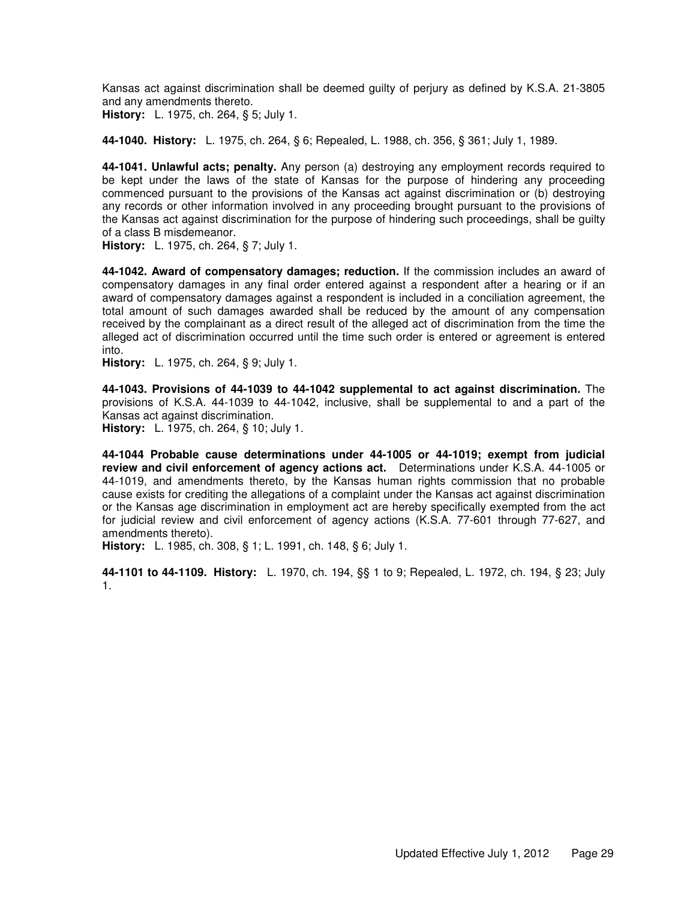Kansas act against discrimination shall be deemed guilty of perjury as defined by K.S.A. 21-3805 and any amendments thereto.
**History:** L. 1975, ch. 264, § 5; July 1.

**44-1040. History:** L. 1975, ch. 264, § 6; Repealed, L. 1988, ch. 356, § 361; July 1, 1989.

**44-1041. Unlawful acts; penalty.** Any person (a) destroying any employment records required to be kept under the laws of the state of Kansas for the purpose of hindering any proceeding commenced pursuant to the provisions of the Kansas act against discrimination or (b) destroying any records or other information involved in any proceeding brought pursuant to the provisions of the Kansas act against discrimination for the purpose of hindering such proceedings, shall be guilty of a class B misdemeanor.
**History:** L. 1975, ch. 264, § 7; July 1.

**44-1042. Award of compensatory damages; reduction.** If the commission includes an award of compensatory damages in any final order entered against a respondent after a hearing or if an award of compensatory damages against a respondent is included in a conciliation agreement, the total amount of such damages awarded shall be reduced by the amount of any compensation received by the complainant as a direct result of the alleged act of discrimination from the time the alleged act of discrimination occurred until the time such order is entered or agreement is entered into.
**History:** L. 1975, ch. 264, § 9; July 1.

**44-1043. Provisions of 44-1039 to 44-1042 supplemental to act against discrimination.** The provisions of K.S.A. 44-1039 to 44-1042, inclusive, shall be supplemental to and a part of the Kansas act against discrimination.
**History:** L. 1975, ch. 264, § 10; July 1.

**44-1044 Probable cause determinations under 44-1005 or 44-1019; exempt from judicial review and civil enforcement of agency actions act.** Determinations under K.S.A. 44-1005 or 44-1019, and amendments thereto, by the Kansas human rights commission that no probable cause exists for crediting the allegations of a complaint under the Kansas act against discrimination or the Kansas age discrimination in employment act are hereby specifically exempted from the act for judicial review and civil enforcement of agency actions (K.S.A. 77-601 through 77-627, and amendments thereto).
**History:** L. 1985, ch. 308, § 1; L. 1991, ch. 148, § 6; July 1.

**44-1101 to 44-1109. History:** L. 1970, ch. 194, §§ 1 to 9; Repealed, L. 1972, ch. 194, § 23; July 1.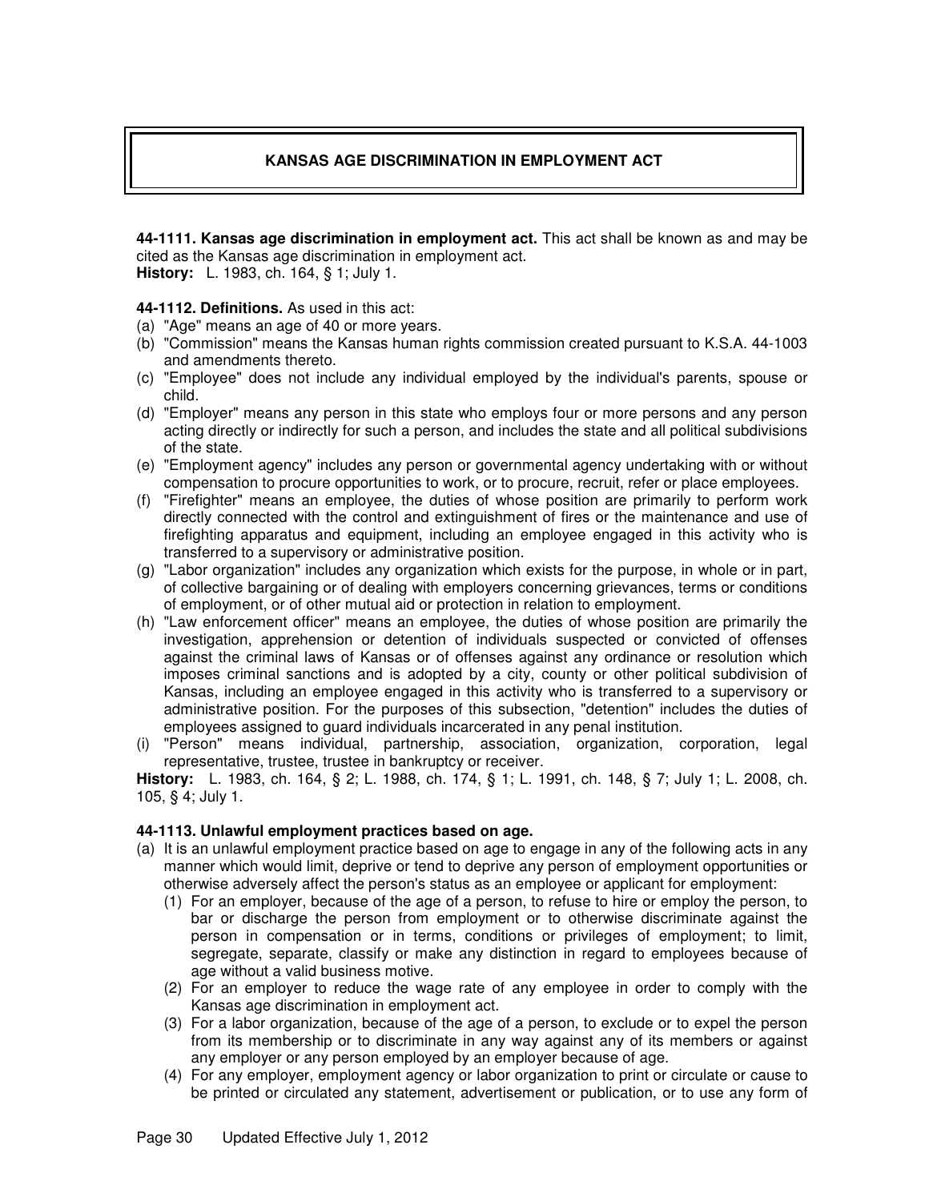# KANSAS AGE DISCRIMINATION IN EMPLOYMENT ACT

**44-1111. Kansas age discrimination in employment act.** This act shall be known as and may be cited as the Kansas age discrimination in employment act.
**History:** L. 1983, ch. 164, § 1; July 1.

**44-1112. Definitions.** As used in this act:

(a) "Age" means an age of 40 or more years.
(b) "Commission" means the Kansas human rights commission created pursuant to K.S.A. 44-1003 and amendments thereto.
(c) "Employee" does not include any individual employed by the individual's parents, spouse or child.
(d) "Employer" means any person in this state who employs four or more persons and any person acting directly or indirectly for such a person, and includes the state and all political subdivisions of the state.
(e) "Employment agency" includes any person or governmental agency undertaking with or without compensation to procure opportunities to work, or to procure, recruit, refer or place employees.
(f) "Firefighter" means an employee, the duties of whose position are primarily to perform work directly connected with the control and extinguishment of fires or the maintenance and use of firefighting apparatus and equipment, including an employee engaged in this activity who is transferred to a supervisory or administrative position.
(g) "Labor organization" includes any organization which exists for the purpose, in whole or in part, of collective bargaining or of dealing with employers concerning grievances, terms or conditions of employment, or of other mutual aid or protection in relation to employment.
(h) "Law enforcement officer" means an employee, the duties of whose position are primarily the investigation, apprehension or detention of individuals suspected or convicted of offenses against the criminal laws of Kansas or of offenses against any ordinance or resolution which imposes criminal sanctions and is adopted by a city, county or other political subdivision of Kansas, including an employee engaged in this activity who is transferred to a supervisory or administrative position. For the purposes of this subsection, "detention" includes the duties of employees assigned to guard individuals incarcerated in any penal institution.
(i) "Person" means individual, partnership, association, organization, corporation, legal representative, trustee, trustee in bankruptcy or receiver.

**History:** L. 1983, ch. 164, § 2; L. 1988, ch. 174, § 1; L. 1991, ch. 148, § 7; July 1; L. 2008, ch. 105, § 4; July 1.

**44-1113. Unlawful employment practices based on age.**

(a) It is an unlawful employment practice based on age to engage in any of the following acts in any manner which would limit, deprive or tend to deprive any person of employment opportunities or otherwise adversely affect the person's status as an employee or applicant for employment:
    (1) For an employer, because of the age of a person, to refuse to hire or employ the person, to bar or discharge the person from employment or to otherwise discriminate against the person in compensation or in terms, conditions or privileges of employment; to limit, segregate, separate, classify or make any distinction in regard to employees because of age without a valid business motive.
    (2) For an employer to reduce the wage rate of any employee in order to comply with the Kansas age discrimination in employment act.
    (3) For a labor organization, because of the age of a person, to exclude or to expel the person from its membership or to discriminate in any way against any of its members or against any employer or any person employed by an employer because of age.
    (4) For any employer, employment agency or labor organization to print or circulate or cause to be printed or circulated any statement, advertisement or publication, or to use any form of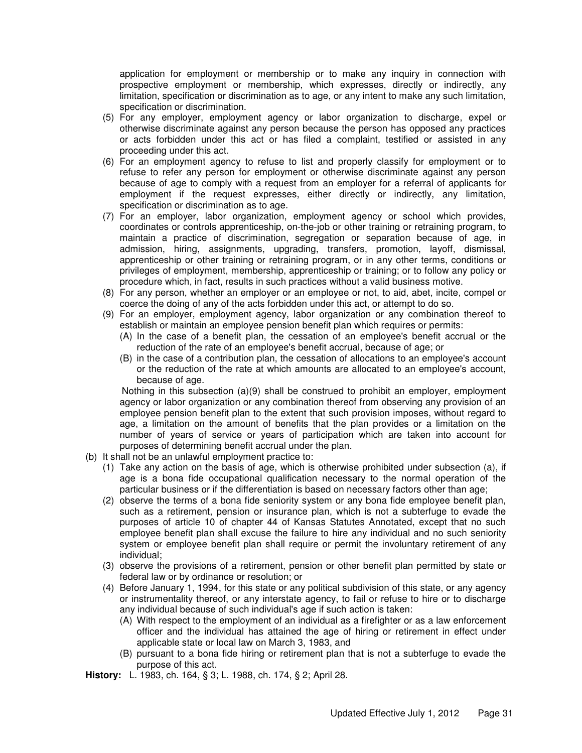application for employment or membership or to make any inquiry in connection with prospective employment or membership, which expresses, directly or indirectly, any limitation, specification or discrimination as to age, or any intent to make any such limitation, specification or discrimination.

(5) For any employer, employment agency or labor organization to discharge, expel or otherwise discriminate against any person because the person has opposed any practices or acts forbidden under this act or has filed a complaint, testified or assisted in any proceeding under this act.

(6) For an employment agency to refuse to list and properly classify for employment or to refuse to refer any person for employment or otherwise discriminate against any person because of age to comply with a request from an employer for a referral of applicants for employment if the request expresses, either directly or indirectly, any limitation, specification or discrimination as to age.

(7) For an employer, labor organization, employment agency or school which provides, coordinates or controls apprenticeship, on-the-job or other training or retraining program, to maintain a practice of discrimination, segregation or separation because of age, in admission, hiring, assignments, upgrading, transfers, promotion, layoff, dismissal, apprenticeship or other training or retraining program, or in any other terms, conditions or privileges of employment, membership, apprenticeship or training; or to follow any policy or procedure which, in fact, results in such practices without a valid business motive.

(8) For any person, whether an employer or an employee or not, to aid, abet, incite, compel or coerce the doing of any of the acts forbidden under this act, or attempt to do so.

(9) For an employer, employment agency, labor organization or any combination thereof to establish or maintain an employee pension benefit plan which requires or permits:

(A) In the case of a benefit plan, the cessation of an employee's benefit accrual or the reduction of the rate of an employee's benefit accrual, because of age; or

(B) in the case of a contribution plan, the cessation of allocations to an employee's account or the reduction of the rate at which amounts are allocated to an employee's account, because of age.

Nothing in this subsection (a)(9) shall be construed to prohibit an employer, employment agency or labor organization or any combination thereof from observing any provision of an employee pension benefit plan to the extent that such provision imposes, without regard to age, a limitation on the amount of benefits that the plan provides or a limitation on the number of years of service or years of participation which are taken into account for purposes of determining benefit accrual under the plan.

(b) It shall not be an unlawful employment practice to:

(1) Take any action on the basis of age, which is otherwise prohibited under subsection (a), if age is a bona fide occupational qualification necessary to the normal operation of the particular business or if the differentiation is based on necessary factors other than age;

(2) observe the terms of a bona fide seniority system or any bona fide employee benefit plan, such as a retirement, pension or insurance plan, which is not a subterfuge to evade the purposes of article 10 of chapter 44 of Kansas Statutes Annotated, except that no such employee benefit plan shall excuse the failure to hire any individual and no such seniority system or employee benefit plan shall require or permit the involuntary retirement of any individual;

(3) observe the provisions of a retirement, pension or other benefit plan permitted by state or federal law or by ordinance or resolution; or

(4) Before January 1, 1994, for this state or any political subdivision of this state, or any agency or instrumentality thereof, or any interstate agency, to fail or refuse to hire or to discharge any individual because of such individual's age if such action is taken:

(A) With respect to the employment of an individual as a firefighter or as a law enforcement officer and the individual has attained the age of hiring or retirement in effect under applicable state or local law on March 3, 1983, and

(B) pursuant to a bona fide hiring or retirement plan that is not a subterfuge to evade the purpose of this act.

**History:** L. 1983, ch. 164, § 3; L. 1988, ch. 174, § 2; April 28.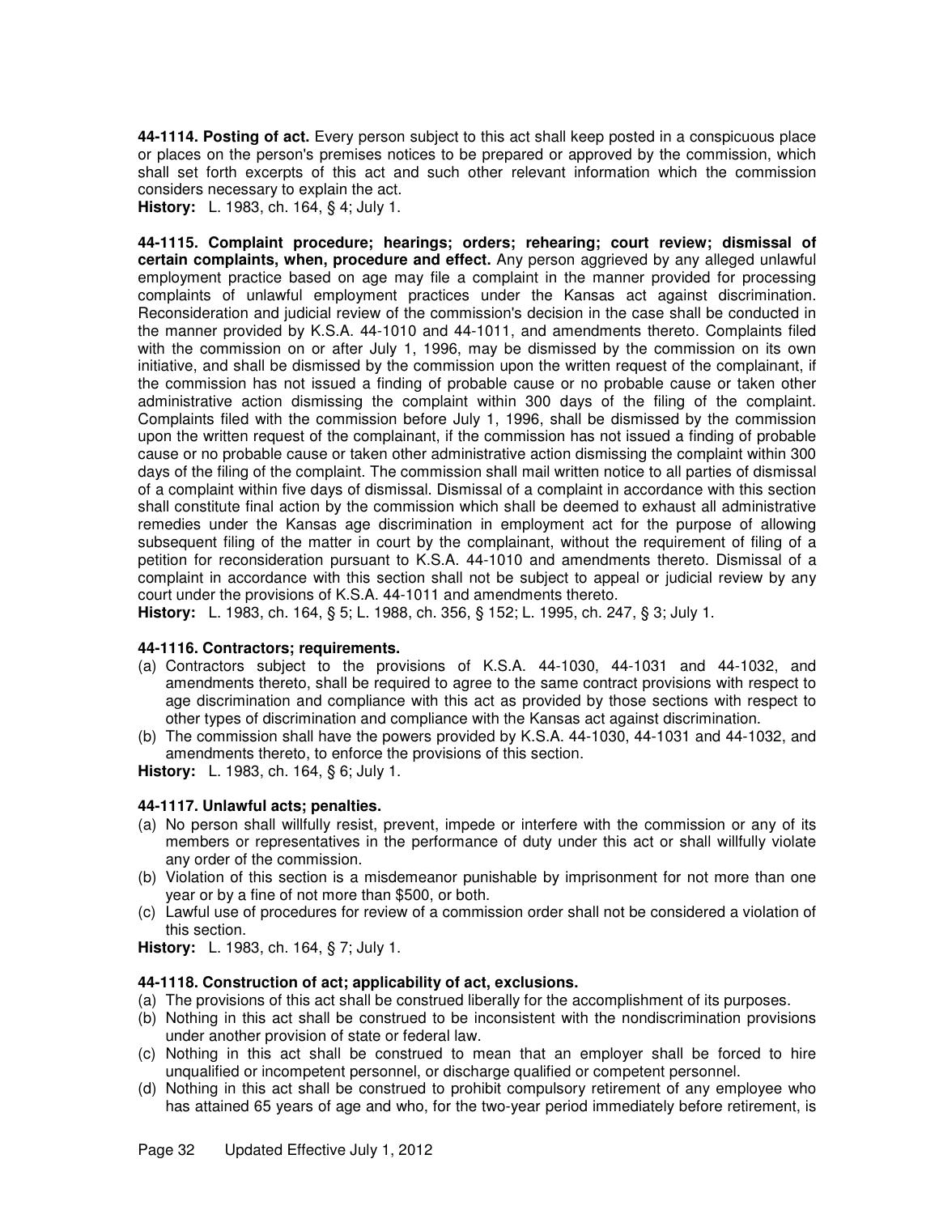**44-1114. Posting of act.** Every person subject to this act shall keep posted in a conspicuous place or places on the person's premises notices to be prepared or approved by the commission, which shall set forth excerpts of this act and such other relevant information which the commission considers necessary to explain the act.

**History:** L. 1983, ch. 164, § 4; July 1.

**44-1115. Complaint procedure; hearings; orders; rehearing; court review; dismissal of certain complaints, when, procedure and effect.** Any person aggrieved by any alleged unlawful employment practice based on age may file a complaint in the manner provided for processing complaints of unlawful employment practices under the Kansas act against discrimination. Reconsideration and judicial review of the commission's decision in the case shall be conducted in the manner provided by K.S.A. 44-1010 and 44-1011, and amendments thereto. Complaints filed with the commission on or after July 1, 1996, may be dismissed by the commission on its own initiative, and shall be dismissed by the commission upon the written request of the complainant, if the commission has not issued a finding of probable cause or no probable cause or taken other administrative action dismissing the complaint within 300 days of the filing of the complaint. Complaints filed with the commission before July 1, 1996, shall be dismissed by the commission upon the written request of the complainant, if the commission has not issued a finding of probable cause or no probable cause or taken other administrative action dismissing the complaint within 300 days of the filing of the complaint. The commission shall mail written notice to all parties of dismissal of a complaint within five days of dismissal. Dismissal of a complaint in accordance with this section shall constitute final action by the commission which shall be deemed to exhaust all administrative remedies under the Kansas age discrimination in employment act for the purpose of allowing subsequent filing of the matter in court by the complainant, without the requirement of filing of a petition for reconsideration pursuant to K.S.A. 44-1010 and amendments thereto. Dismissal of a complaint in accordance with this section shall not be subject to appeal or judicial review by any court under the provisions of K.S.A. 44-1011 and amendments thereto.

**History:** L. 1983, ch. 164, § 5; L. 1988, ch. 356, § 152; L. 1995, ch. 247, § 3; July 1.

**44-1116. Contractors; requirements.**

(a) Contractors subject to the provisions of K.S.A. 44-1030, 44-1031 and 44-1032, and amendments thereto, shall be required to agree to the same contract provisions with respect to age discrimination and compliance with this act as provided by those sections with respect to other types of discrimination and compliance with the Kansas act against discrimination.

(b) The commission shall have the powers provided by K.S.A. 44-1030, 44-1031 and 44-1032, and amendments thereto, to enforce the provisions of this section.

**History:** L. 1983, ch. 164, § 6; July 1.

**44-1117. Unlawful acts; penalties.**

(a) No person shall willfully resist, prevent, impede or interfere with the commission or any of its members or representatives in the performance of duty under this act or shall willfully violate any order of the commission.

(b) Violation of this section is a misdemeanor punishable by imprisonment for not more than one year or by a fine of not more than $500, or both.

(c) Lawful use of procedures for review of a commission order shall not be considered a violation of this section.

**History:** L. 1983, ch. 164, § 7; July 1.

**44-1118. Construction of act; applicability of act, exclusions.**

(a) The provisions of this act shall be construed liberally for the accomplishment of its purposes.

(b) Nothing in this act shall be construed to be inconsistent with the nondiscrimination provisions under another provision of state or federal law.

(c) Nothing in this act shall be construed to mean that an employer shall be forced to hire unqualified or incompetent personnel, or discharge qualified or competent personnel.

(d) Nothing in this act shall be construed to prohibit compulsory retirement of any employee who has attained 65 years of age and who, for the two-year period immediately before retirement, is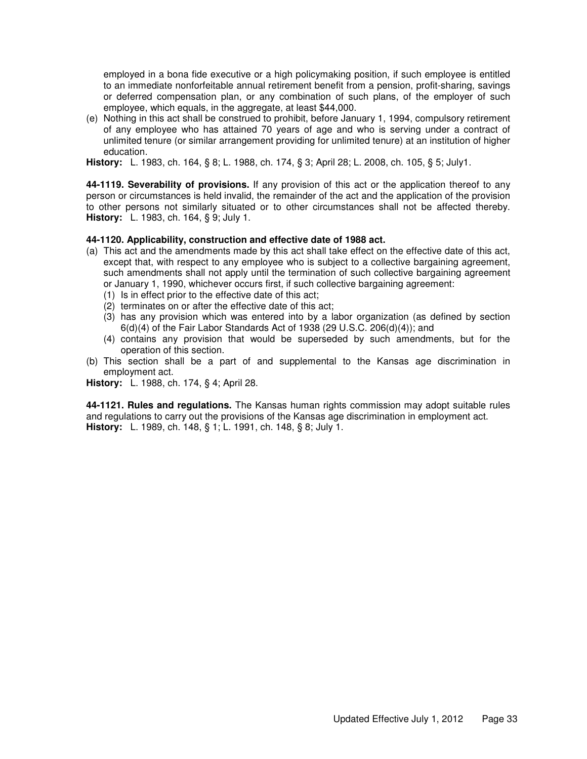employed in a bona fide executive or a high policymaking position, if such employee is entitled to an immediate nonforfeitable annual retirement benefit from a pension, profit-sharing, savings or deferred compensation plan, or any combination of such plans, of the employer of such employee, which equals, in the aggregate, at least $44,000.

(e) Nothing in this act shall be construed to prohibit, before January 1, 1994, compulsory retirement of any employee who has attained 70 years of age and who is serving under a contract of unlimited tenure (or similar arrangement providing for unlimited tenure) at an institution of higher education.

**History:** L. 1983, ch. 164, § 8; L. 1988, ch. 174, § 3; April 28; L. 2008, ch. 105, § 5; July1.

**44-1119. Severability of provisions.** If any provision of this act or the application thereof to any person or circumstances is held invalid, the remainder of the act and the application of the provision to other persons not similarly situated or to other circumstances shall not be affected thereby. **History:** L. 1983, ch. 164, § 9; July 1.

**44-1120. Applicability, construction and effective date of 1988 act.**

(a) This act and the amendments made by this act shall take effect on the effective date of this act, except that, with respect to any employee who is subject to a collective bargaining agreement, such amendments shall not apply until the termination of such collective bargaining agreement or January 1, 1990, whichever occurs first, if such collective bargaining agreement:
   (1) Is in effect prior to the effective date of this act;
   (2) terminates on or after the effective date of this act;
   (3) has any provision which was entered into by a labor organization (as defined by section 6(d)(4) of the Fair Labor Standards Act of 1938 (29 U.S.C. 206(d)(4)); and
   (4) contains any provision that would be superseded by such amendments, but for the operation of this section.

(b) This section shall be a part of and supplemental to the Kansas age discrimination in employment act.

**History:** L. 1988, ch. 174, § 4; April 28.

**44-1121. Rules and regulations.** The Kansas human rights commission may adopt suitable rules and regulations to carry out the provisions of the Kansas age discrimination in employment act. **History:** L. 1989, ch. 148, § 1; L. 1991, ch. 148, § 8; July 1.